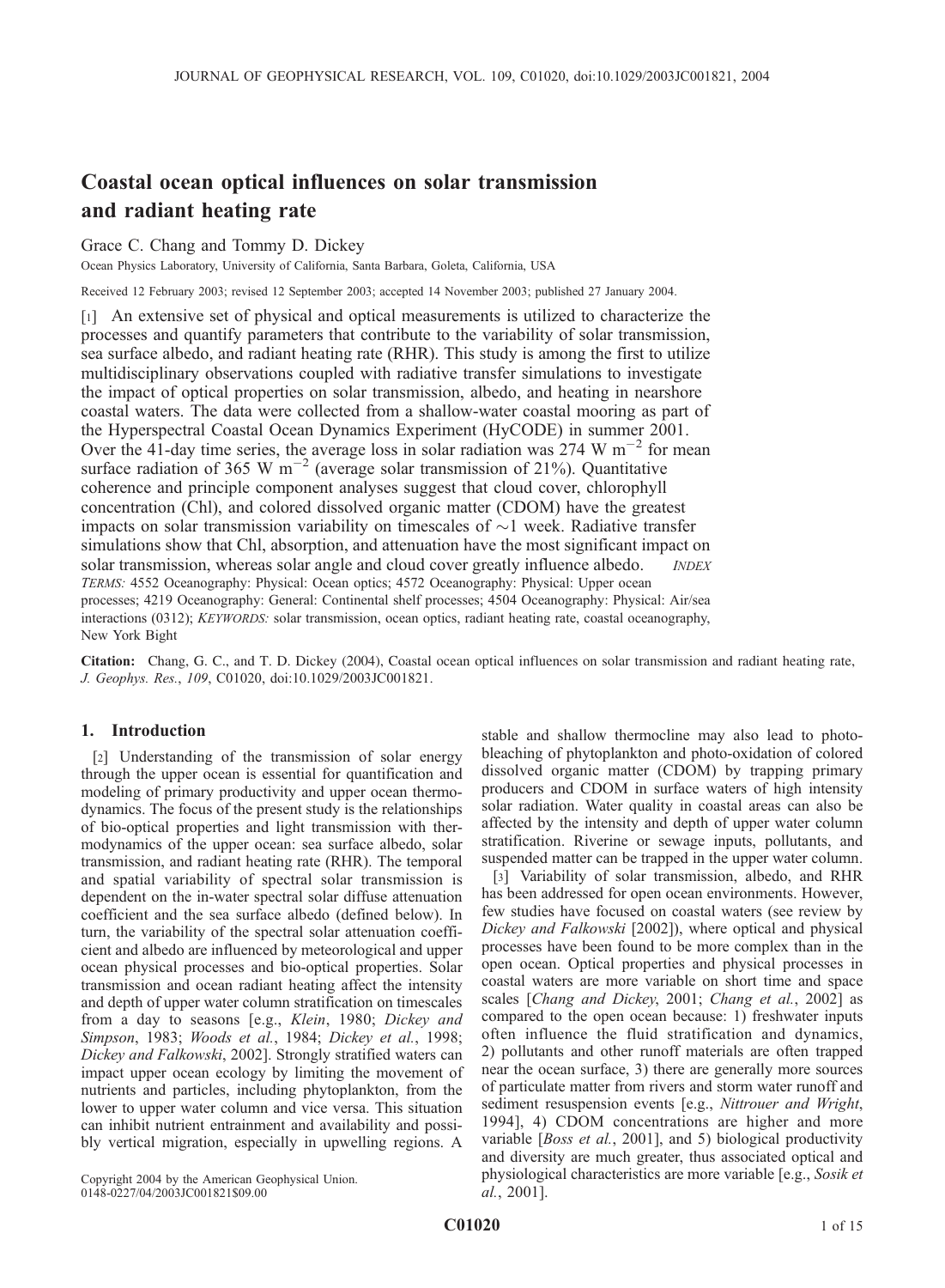# Coastal ocean optical influences on solar transmission and radiant heating rate

Grace C. Chang and Tommy D. Dickey

Ocean Physics Laboratory, University of California, Santa Barbara, Goleta, California, USA

Received 12 February 2003; revised 12 September 2003; accepted 14 November 2003; published 27 January 2004.

[1] An extensive set of physical and optical measurements is utilized to characterize the processes and quantify parameters that contribute to the variability of solar transmission, sea surface albedo, and radiant heating rate (RHR). This study is among the first to utilize multidisciplinary observations coupled with radiative transfer simulations to investigate the impact of optical properties on solar transmission, albedo, and heating in nearshore coastal waters. The data were collected from a shallow-water coastal mooring as part of the Hyperspectral Coastal Ocean Dynamics Experiment (HyCODE) in summer 2001. Over the 41-day time series, the average loss in solar radiation was 274 W m$^{-2}$ for mean surface radiation of 365 W m$^{-2}$ (average solar transmission of 21%). Quantitative coherence and principle component analyses suggest that cloud cover, chlorophyll concentration (Chl), and colored dissolved organic matter (CDOM) have the greatest impacts on solar transmission variability on timescales of ~1 week. Radiative transfer simulations show that Chl, absorption, and attenuation have the most significant impact on solar transmission, whereas solar angle and cloud cover greatly influence albedo. *INDEX TERMS:* 4552 Oceanography: Physical: Ocean optics; 4572 Oceanography: Physical: Upper ocean processes; 4219 Oceanography: General: Continental shelf processes; 4504 Oceanography: Physical: Air/sea interactions (0312); *KEYWORDS:* solar transmission, ocean optics, radiant heating rate, coastal oceanography, New York Bight

**Citation:** Chang, G. C., and T. D. Dickey (2004), Coastal ocean optical influences on solar transmission and radiant heating rate, *J. Geophys. Res.*, *109*, C01020, doi:10.1029/2003JC001821.

## 1. Introduction

[2] Understanding of the transmission of solar energy through the upper ocean is essential for quantification and modeling of primary productivity and upper ocean thermodynamics. The focus of the present study is the relationships of bio-optical properties and light transmission with thermodynamics of the upper ocean: sea surface albedo, solar transmission, and radiant heating rate (RHR). The temporal and spatial variability of spectral solar transmission is dependent on the in-water spectral solar diffuse attenuation coefficient and the sea surface albedo (defined below). In turn, the variability of the spectral solar attenuation coefficient and albedo are influenced by meteorological and upper ocean physical processes and bio-optical properties. Solar transmission and ocean radiant heating affect the intensity and depth of upper water column stratification on timescales from a day to seasons [e.g., *Klein*, 1980; *Dickey and Simpson*, 1983; *Woods et al.*, 1984; *Dickey et al.*, 1998; *Dickey and Falkowski*, 2002]. Strongly stratified waters can impact upper ocean ecology by limiting the movement of nutrients and particles, including phytoplankton, from the lower to upper water column and vice versa. This situation can inhibit nutrient entrainment and availability and possibly vertical migration, especially in upwelling regions. A stable and shallow thermocline may also lead to photobleaching of phytoplankton and photo-oxidation of colored dissolved organic matter (CDOM) by trapping primary producers and CDOM in surface waters of high intensity solar radiation. Water quality in coastal areas can also be affected by the intensity and depth of upper water column stratification. Riverine or sewage inputs, pollutants, and suspended matter can be trapped in the upper water column.

[3] Variability of solar transmission, albedo, and RHR has been addressed for open ocean environments. However, few studies have focused on coastal waters (see review by *Dickey and Falkowski* [2002]), where optical and physical processes have been found to be more complex than in the open ocean. Optical properties and physical processes in coastal waters are more variable on short time and space scales [*Chang and Dickey*, 2001; *Chang et al.*, 2002] as compared to the open ocean because: 1) freshwater inputs often influence the fluid stratification and dynamics, 2) pollutants and other runoff materials are often trapped near the ocean surface, 3) there are generally more sources of particulate matter from rivers and storm water runoff and sediment resuspension events [e.g., *Nittrouer and Wright*, 1994], 4) CDOM concentrations are higher and more variable [*Boss et al.*, 2001], and 5) biological productivity and diversity are much greater, thus associated optical and physiological characteristics are more variable [e.g., *Sosik et al.*, 2001].

Copyright 2004 by the American Geophysical Union.
0148-0227/04/2003JC001821$09.00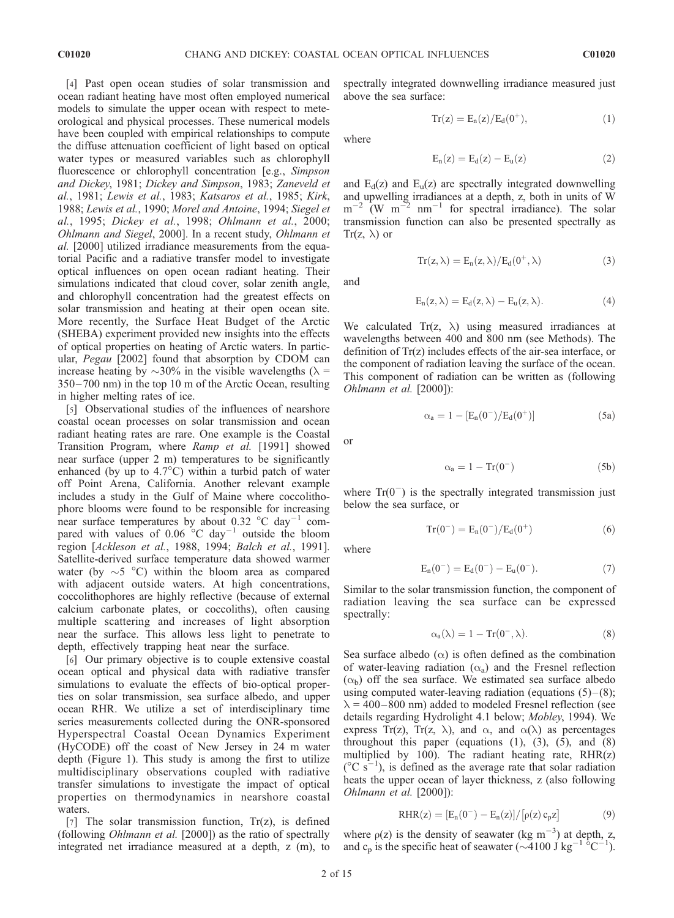[4] Past open ocean studies of solar transmission and ocean radiant heating have most often employed numerical models to simulate the upper ocean with respect to meteorological and physical processes. These numerical models have been coupled with empirical relationships to compute the diffuse attenuation coefficient of light based on optical water types or measured variables such as chlorophyll fluorescence or chlorophyll concentration [e.g., *Simpson and Dickey*, 1981; *Dickey and Simpson*, 1983; *Zaneveld et al.*, 1981; *Lewis et al.*, 1983; *Katsaros et al.*, 1985; *Kirk*, 1988; *Lewis et al.*, 1990; *Morel and Antoine*, 1994; *Siegel et al.*, 1995; *Dickey et al.*, 1998; *Ohlmann et al.*, 2000; *Ohlmann and Siegel*, 2000]. In a recent study, *Ohlmann et al.* [2000] utilized irradiance measurements from the equatorial Pacific and a radiative transfer model to investigate optical influences on open ocean radiant heating. Their simulations indicated that cloud cover, solar zenith angle, and chlorophyll concentration had the greatest effects on solar transmission and heating at their open ocean site. More recently, the Surface Heat Budget of the Arctic (SHEBA) experiment provided new insights into the effects of optical properties on heating of Arctic waters. In particular, *Pegau* [2002] found that absorption by CDOM can increase heating by ~30% in the visible wavelengths ($\lambda$ = 350–700 nm) in the top 10 m of the Arctic Ocean, resulting in higher melting rates of ice.

[5] Observational studies of the influences of nearshore coastal ocean processes on solar transmission and ocean radiant heating rates are rare. One example is the Coastal Transition Program, where *Ramp et al.* [1991] showed near surface (upper 2 m) temperatures to be significantly enhanced (by up to 4.7°C) within a turbid patch of water off Point Arena, California. Another relevant example includes a study in the Gulf of Maine where coccolithophore blooms were found to be responsible for increasing near surface temperatures by about 0.32 °C day$^{-1}$ compared with values of 0.06 °C day$^{-1}$ outside the bloom region [*Ackleson et al.*, 1988, 1994; *Balch et al.*, 1991]. Satellite-derived surface temperature data showed warmer water (by ~5 °C) within the bloom area as compared with adjacent outside waters. At high concentrations, coccolithophores are highly reflective (because of external calcium carbonate plates, or coccoliths), often causing multiple scattering and increases of light absorption near the surface. This allows less light to penetrate to depth, effectively trapping heat near the surface.

[6] Our primary objective is to couple extensive coastal ocean optical and physical data with radiative transfer simulations to evaluate the effects of bio-optical properties on solar transmission, sea surface albedo, and upper ocean RHR. We utilize a set of interdisciplinary time series measurements collected during the ONR-sponsored Hyperspectral Coastal Ocean Dynamics Experiment (HyCODE) off the coast of New Jersey in 24 m water depth (Figure 1). This study is among the first to utilize multidisciplinary observations coupled with radiative transfer simulations to investigate the impact of optical properties on thermodynamics in nearshore coastal waters.

[7] The solar transmission function, Tr(z), is defined (following *Ohlmann et al.* [2000]) as the ratio of spectrally integrated net irradiance measured at a depth, z (m), to spectrally integrated downwelling irradiance measured just above the sea surface:

$$\mathrm{Tr}(z) = E_n(z)/E_d(0^+), \tag{1}$$

where

$$E_n(z) = E_d(z) - E_u(z) \tag{2}$$

and $E_d(z)$ and $E_u(z)$ are spectrally integrated downwelling and upwelling irradiances at a depth, z, both in units of W m$^{-2}$ (W m$^{-2}$ nm$^{-1}$ for spectral irradiance). The solar transmission function can also be presented spectrally as Tr(z, $\lambda$) or

$$\mathrm{Tr}(z,\lambda) = E_n(z,\lambda)/E_d(0^+,\lambda) \tag{3}$$

and

$$E_n(z,\lambda) = E_d(z,\lambda) - E_u(z,\lambda). \tag{4}$$

We calculated Tr(z, $\lambda$) using measured irradiances at wavelengths between 400 and 800 nm (see Methods). The definition of Tr(z) includes effects of the air-sea interface, or the component of radiation leaving the surface of the ocean. This component of radiation can be written as (following *Ohlmann et al.* [2000]):

$$\alpha_a = 1 - [E_n(0^-)/E_d(0^+)] \tag{5a}$$

or

$$\alpha_a = 1 - \mathrm{Tr}(0^-) \tag{5b}$$

where Tr(0$^-$) is the spectrally integrated transmission just below the sea surface, or

$$\mathrm{Tr}(0^-) = E_n(0^-)/E_d(0^+) \tag{6}$$

where

$$E_n(0^-) = E_d(0^-) - E_u(0^-). \tag{7}$$

Similar to the solar transmission function, the component of radiation leaving the sea surface can be expressed spectrally:

$$\alpha_a(\lambda) = 1 - \mathrm{Tr}(0^-,\lambda). \tag{8}$$

Sea surface albedo ($\alpha$) is often defined as the combination of water-leaving radiation ($\alpha_a$) and the Fresnel reflection ($\alpha_b$) off the sea surface. We estimated sea surface albedo using computed water-leaving radiation (equations (5)–(8); $\lambda$ = 400–800 nm) added to modeled Fresnel reflection (see details regarding Hydrolight 4.1 below; *Mobley*, 1994). We express Tr(z), Tr(z, $\lambda$), and $\alpha$, and $\alpha(\lambda)$ as percentages throughout this paper (equations (1), (3), (5), and (8) multiplied by 100). The radiant heating rate, RHR(z) (°C s$^{-1}$), is defined as the average rate that solar radiation heats the upper ocean of layer thickness, z (also following *Ohlmann et al.* [2000]):

$$\mathrm{RHR}(z) = [E_n(0^-) - E_n(z)]/[\rho(z)\, c_p z] \tag{9}$$

where $\rho(z)$ is the density of seawater (kg m$^{-3}$) at depth, z, and $c_p$ is the specific heat of seawater (~4100 J kg$^{-1}$ °C$^{-1}$).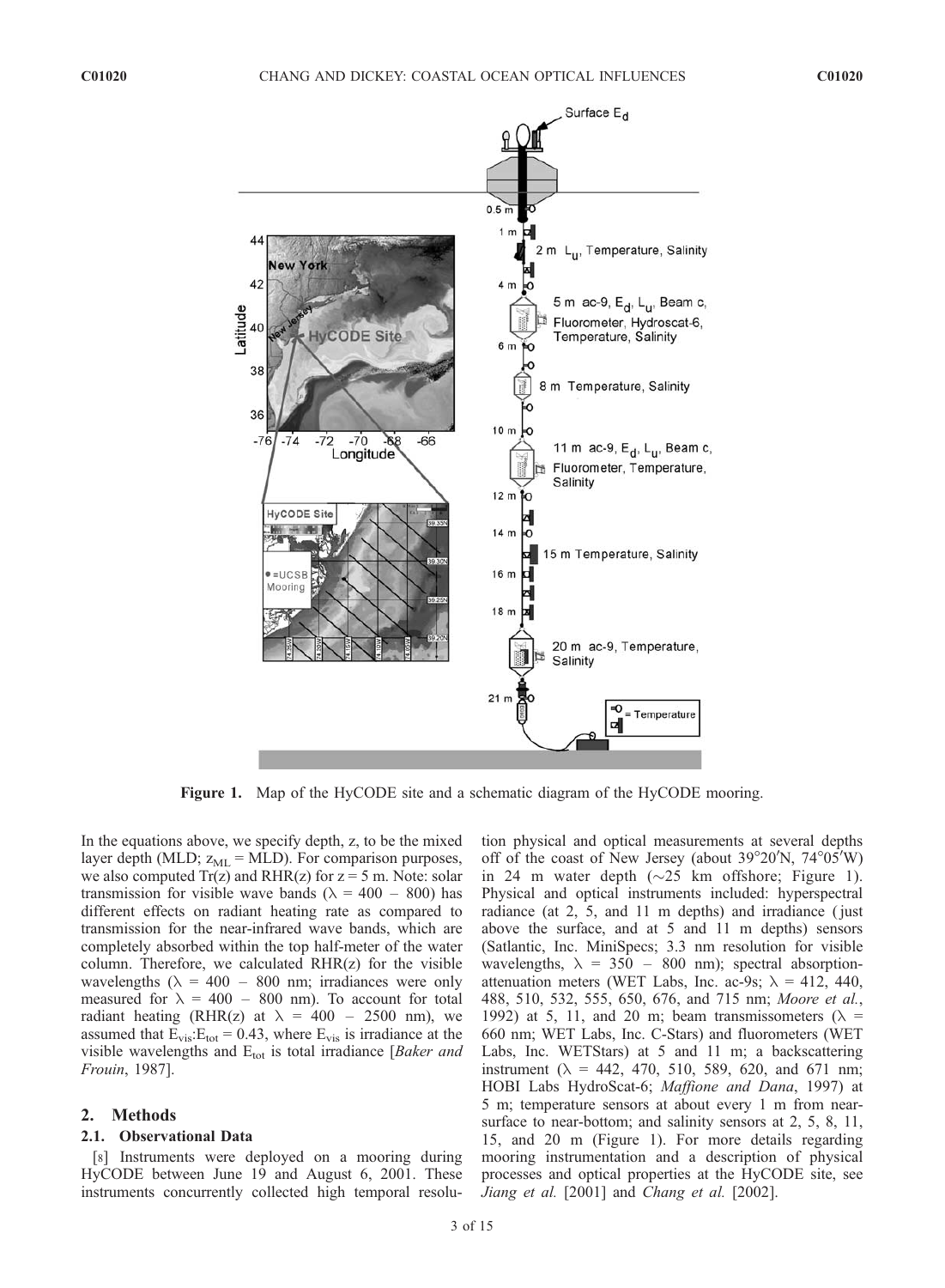**Figure 1.** Map of the HyCODE site and a schematic diagram of the HyCODE mooring.

In the equations above, we specify depth, z, to be the mixed layer depth (MLD; $z_{ML}$ = MLD). For comparison purposes, we also computed Tr(z) and RHR(z) for z = 5 m. Note: solar transmission for visible wave bands ($\lambda$ = 400 – 800) has different effects on radiant heating rate as compared to transmission for the near-infrared wave bands, which are completely absorbed within the top half-meter of the water column. Therefore, we calculated RHR(z) for the visible wavelengths ($\lambda$ = 400 – 800 nm; irradiances were only measured for $\lambda$ = 400 – 800 nm). To account for total radiant heating (RHR(z) at $\lambda$ = 400 – 2500 nm), we assumed that $E_{vis}$:$E_{tot}$ = 0.43, where $E_{vis}$ is irradiance at the visible wavelengths and $E_{tot}$ is total irradiance [*Baker and Frouin*, 1987].

## 2. Methods

### 2.1. Observational Data

[8] Instruments were deployed on a mooring during HyCODE between June 19 and August 6, 2001. These instruments concurrently collected high temporal resolution physical and optical measurements at several depths off of the coast of New Jersey (about 39°20′N, 74°05′W) in 24 m water depth (~25 km offshore; Figure 1). Physical and optical instruments included: hyperspectral radiance (at 2, 5, and 11 m depths) and irradiance (just above the surface, and at 5 and 11 m depths) sensors (Satlantic, Inc. MiniSpecs; 3.3 nm resolution for visible wavelengths, $\lambda$ = 350 – 800 nm); spectral absorption-attenuation meters (WET Labs, Inc. ac-9s; $\lambda$ = 412, 440, 488, 510, 532, 555, 650, 676, and 715 nm; *Moore et al.*, 1992) at 5, 11, and 20 m; beam transmissometers ($\lambda$ = 660 nm; WET Labs, Inc. C-Stars) and fluorometers (WET Labs, Inc. WETStars) at 5 and 11 m; a backscattering instrument ($\lambda$ = 442, 470, 510, 589, 620, and 671 nm; HOBI Labs HydroScat-6; *Maffione and Dana*, 1997) at 5 m; temperature sensors at about every 1 m from near-surface to near-bottom; and salinity sensors at 2, 5, 8, 11, 15, and 20 m (Figure 1). For more details regarding mooring instrumentation and a description of physical processes and optical properties at the HyCODE site, see *Jiang et al.* [2001] and *Chang et al.* [2002].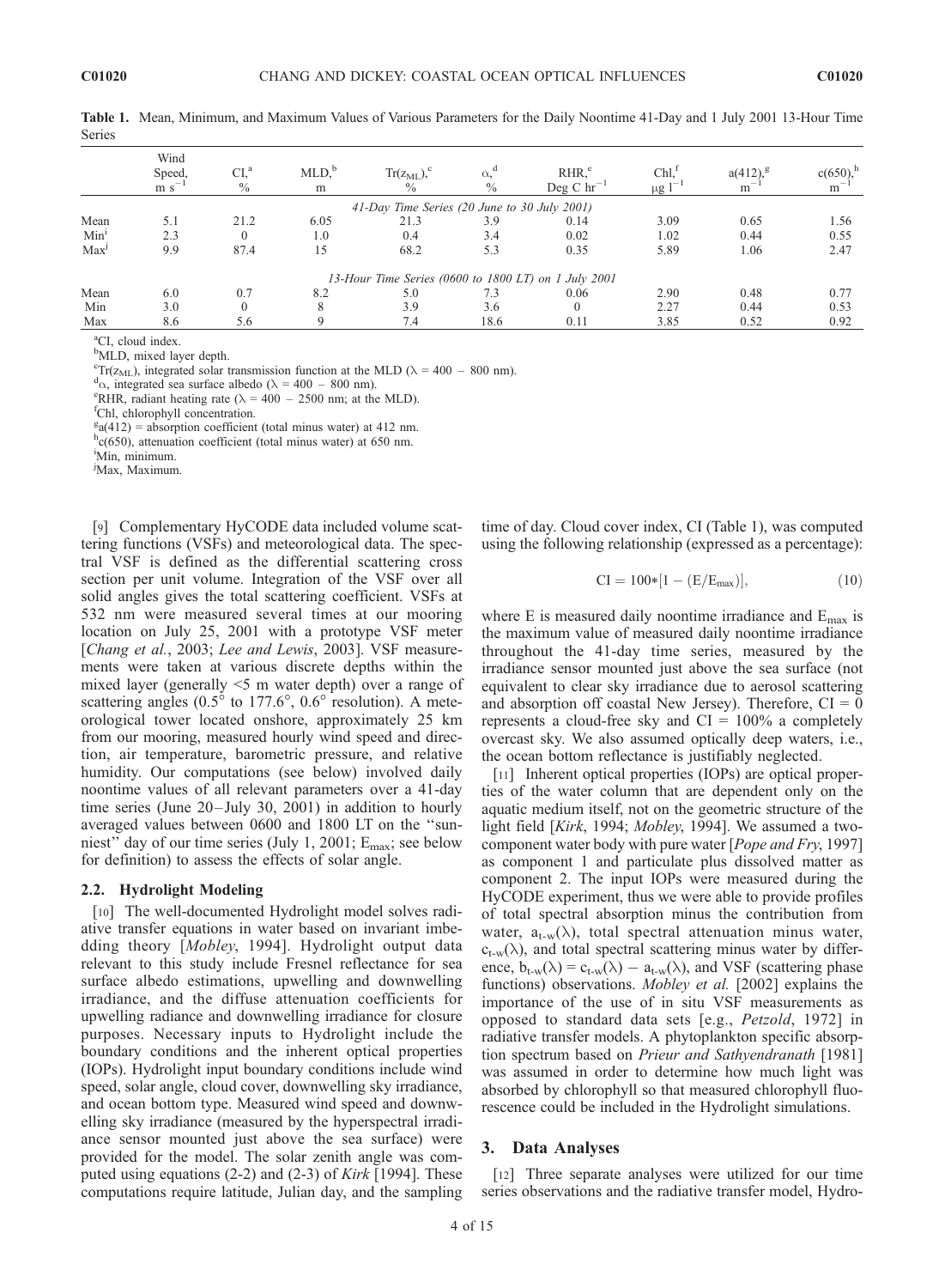**Table 1.** Mean, Minimum, and Maximum Values of Various Parameters for the Daily Noontime 41-Day and 1 July 2001 13-Hour Time Series

| | Wind Speed, $m\ s^{-1}$ | CI,[a] % | MLD,[b] m | $Tr(z_{ML})$,[c] % | $\alpha$,[d] % | RHR,[e] Deg C $hr^{-1}$ | Chl,[f] $\mu g\ l^{-1}$ | a(412),[g] $m^{-1}$ | c(650),[h] $m^{-1}$ |
|---|---|---|---|---|---|---|---|---|---|
| | | | | *41-Day Time Series (20 June to 30 July 2001)* | | | | | |
| Mean | 5.1 | 21.2 | 6.05 | 21.3 | 3.9 | 0.14 | 3.09 | 0.65 | 1.56 |
| Min[i] | 2.3 | 0 | 1.0 | 0.4 | 3.4 | 0.02 | 1.02 | 0.44 | 0.55 |
| Max[j] | 9.9 | 87.4 | 15 | 68.2 | 5.3 | 0.35 | 5.89 | 1.06 | 2.47 |
| | | | | *13-Hour Time Series (0600 to 1800 LT) on 1 July 2001* | | | | | |
| Mean | 6.0 | 0.7 | 8.2 | 5.0 | 7.3 | 0.06 | 2.90 | 0.48 | 0.77 |
| Min | 3.0 | 0 | 8 | 3.9 | 3.6 | 0 | 2.27 | 0.44 | 0.53 |
| Max | 8.6 | 5.6 | 9 | 7.4 | 18.6 | 0.11 | 3.85 | 0.52 | 0.92 |

[a]CI, cloud index.
[b]MLD, mixed layer depth.
[c]$Tr(z_{ML})$, integrated solar transmission function at the MLD ($\lambda$ = 400 – 800 nm).
[d]$\alpha$, integrated sea surface albedo ($\lambda$ = 400 – 800 nm).
[e]RHR, radiant heating rate ($\lambda$ = 400 – 2500 nm; at the MLD).
[f]Chl, chlorophyll concentration.
[g]a(412) = absorption coefficient (total minus water) at 412 nm.
[h]c(650), attenuation coefficient (total minus water) at 650 nm.
[i]Min, minimum.
[j]Max, Maximum.

[9] Complementary HyCODE data included volume scattering functions (VSFs) and meteorological data. The spectral VSF is defined as the differential scattering cross section per unit volume. Integration of the VSF over all solid angles gives the total scattering coefficient. VSFs at 532 nm were measured several times at our mooring location on July 25, 2001 with a prototype VSF meter [*Chang et al.*, 2003; *Lee and Lewis*, 2003]. VSF measurements were taken at various discrete depths within the mixed layer (generally <5 m water depth) over a range of scattering angles (0.5° to 177.6°, 0.6° resolution). A meteorological tower located onshore, approximately 25 km from our mooring, measured hourly wind speed and direction, air temperature, barometric pressure, and relative humidity. Our computations (see below) involved daily noontime values of all relevant parameters over a 41-day time series (June 20–July 30, 2001) in addition to hourly averaged values between 0600 and 1800 LT on the "sunniest" day of our time series (July 1, 2001; $E_{max}$; see below for definition) to assess the effects of solar angle.

### 2.2. Hydrolight Modeling

[10] The well-documented Hydrolight model solves radiative transfer equations in water based on invariant imbedding theory [*Mobley*, 1994]. Hydrolight output data relevant to this study include Fresnel reflectance for sea surface albedo estimations, upwelling and downwelling irradiance, and the diffuse attenuation coefficients for upwelling radiance and downwelling irradiance for closure purposes. Necessary inputs to Hydrolight include the boundary conditions and the inherent optical properties (IOPs). Hydrolight input boundary conditions include wind speed, solar angle, cloud cover, downwelling sky irradiance, and ocean bottom type. Measured wind speed and downwelling sky irradiance (measured by the hyperspectral irradiance sensor mounted just above the sea surface) were provided for the model. The solar zenith angle was computed using equations (2-2) and (2-3) of *Kirk* [1994]. These computations require latitude, Julian day, and the sampling time of day. Cloud cover index, CI (Table 1), was computed using the following relationship (expressed as a percentage):

$$CI = 100*[1 - (E/E_{max})], \tag{10}$$

where E is measured daily noontime irradiance and $E_{max}$ is the maximum value of measured daily noontime irradiance throughout the 41-day time series, measured by the irradiance sensor mounted just above the sea surface (not equivalent to clear sky irradiance due to aerosol scattering and absorption off coastal New Jersey). Therefore, CI = 0 represents a cloud-free sky and CI = 100% a completely overcast sky. We also assumed optically deep waters, i.e., the ocean bottom reflectance is justifiably neglected.

[11] Inherent optical properties (IOPs) are optical properties of the water column that are dependent only on the aquatic medium itself, not on the geometric structure of the light field [*Kirk*, 1994; *Mobley*, 1994]. We assumed a two-component water body with pure water [*Pope and Fry*, 1997] as component 1 and particulate plus dissolved matter as component 2. The input IOPs were measured during the HyCODE experiment, thus we were able to provide profiles of total spectral absorption minus the contribution from water, $a_{t-w}(\lambda)$, total spectral attenuation minus water, $c_{t-w}(\lambda)$, and total spectral scattering minus water by difference, $b_{t-w}(\lambda) = c_{t-w}(\lambda) - a_{t-w}(\lambda)$, and VSF (scattering phase functions) observations. *Mobley et al.* [2002] explains the importance of the use of in situ VSF measurements as opposed to standard data sets [e.g., *Petzold*, 1972] in radiative transfer models. A phytoplankton specific absorption spectrum based on *Prieur and Sathyendranath* [1981] was assumed in order to determine how much light was absorbed by chlorophyll so that measured chlorophyll fluorescence could be included in the Hydrolight simulations.

## 3. Data Analyses

[12] Three separate analyses were utilized for our time series observations and the radiative transfer model, Hydro-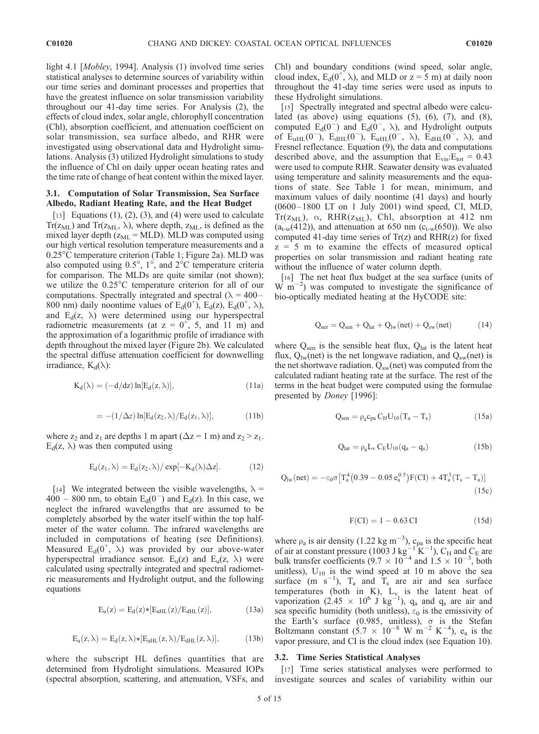light 4.1 [*Mobley*, 1994]. Analysis (1) involved time series statistical analyses to determine sources of variability within our time series and dominant processes and properties that have the greatest influence on solar transmission variability throughout our 41-day time series. For Analysis (2), the effects of cloud index, solar angle, chlorophyll concentration (Chl), absorption coefficient, and attenuation coefficient on solar transmission, sea surface albedo, and RHR were investigated using observational data and Hydrolight simulations. Analysis (3) utilized Hydrolight simulations to study the influence of Chl on daily upper ocean heating rates and the time rate of change of heat content within the mixed layer.

### 3.1. Computation of Solar Transmission, Sea Surface Albedo, Radiant Heating Rate, and the Heat Budget

[13] Equations (1), (2), (3), and (4) were used to calculate $Tr(z_{ML})$ and $Tr(z_{ML}, \lambda)$, where depth, $z_{ML}$, is defined as the mixed layer depth ($z_{ML}$ = MLD). MLD was computed using our high vertical resolution temperature measurements and a 0.25°C temperature criterion (Table 1; Figure 2a). MLD was also computed using 0.5°, 1°, and 2°C temperature criteria for comparison. The MLDs are quite similar (not shown); we utilize the 0.25°C temperature criterion for all of our computations. Spectrally integrated and spectral ($\lambda$ = 400–800 nm) daily noontime values of $E_d(0^+)$, $E_d(z)$, $E_d(0^+, \lambda)$, and $E_d(z, \lambda)$ were determined using our hyperspectral radiometric measurements (at $z = 0^+$, 5, and 11 m) and the approximation of a logarithmic profile of irradiance with depth throughout the mixed layer (Figure 2b). We calculated the spectral diffuse attenuation coefficient for downwelling irradiance, $K_d(\lambda)$:

$$K_d(\lambda) = (-d/dz)\ln[E_d(z, \lambda)], \tag{11a}$$

$$= -(1/\Delta z)\ln[E_d(z_2, \lambda)/E_d(z_1, \lambda)], \tag{11b}$$

where $z_2$ and $z_1$ are depths 1 m apart ($\Delta z$ = 1 m) and $z_2 > z_1$. $E_d(z, \lambda)$ was then computed using

$$E_d(z_1, \lambda) = E_d(z_2, \lambda)/\exp[-K_d(\lambda)\Delta z]. \tag{12}$$

[14] We integrated between the visible wavelengths, $\lambda$ = 400 – 800 nm, to obtain $E_d(0^-)$ and $E_d(z)$. In this case, we neglect the infrared wavelengths that are assumed to be completely absorbed by the water itself within the top half-meter of the water column. The infrared wavelengths are included in computations of heating (see Definitions). Measured $E_d(0^+, \lambda)$ was provided by our above-water hyperspectral irradiance sensor. $E_u(z)$ and $E_u(z, \lambda)$ were calculated using spectrally integrated and spectral radiometric measurements and Hydrolight output, and the following equations

$$E_u(z) = E_d(z) * [E_{uHL}(z)/E_{dHL}(z)], \tag{13a}$$

$$E_u(z, \lambda) = E_d(z, \lambda) * [E_{uHL}(z, \lambda)/E_{dHL}(z, \lambda)], \tag{13b}$$

where the subscript HL defines quantities that are determined from Hydrolight simulations. Measured IOPs (spectral absorption, scattering, and attenuation, VSFs, and Chl) and boundary conditions (wind speed, solar angle, cloud index, $E_d(0^+, \lambda)$, and MLD or $z$ = 5 m) at daily noon throughout the 41-day time series were used as inputs to these Hydrolight simulations.

[15] Spectrally integrated and spectral albedo were calculated (as above) using equations (5), (6), (7), and (8), computed $E_d(0^-)$ and $E_d(0^-, \lambda)$, and Hydrolight outputs of $E_{uHL}(0^-)$, $E_{dHL}(0^-)$, $E_{uHL}(0^-, \lambda)$, $E_{dHL}(0^-, \lambda)$, and Fresnel reflectance. Equation (9), the data and computations described above, and the assumption that $E_{vis}$:$E_{tot}$ = 0.43 were used to compute RHR. Seawater density was evaluated using temperature and salinity measurements and the equations of state. See Table 1 for mean, minimum, and maximum values of daily noontime (41 days) and hourly (0600–1800 LT on 1 July 2001) wind speed, CI, MLD, $Tr(z_{ML})$, $\alpha$, $RHR(z_{ML})$, Chl, absorption at 412 nm ($a_{t\text{-}w}(412)$), and attenuation at 650 nm ($c_{t\text{-}w}(650)$). We also computed 41-day time series of $Tr(z)$ and $RHR(z)$ for fixed $z$ = 5 m to examine the effects of measured optical properties on solar transmission and radiant heating rate without the influence of water column depth.

[16] The net heat flux budget at the sea surface (units of W m$^{-2}$) was computed to investigate the significance of bio-optically mediated heating at the HyCODE site:

$$Q_{net} = Q_{sen} + Q_{lat} + Q_{lw}(net) + Q_{sw}(net) \tag{14}$$

where $Q_{sen}$ is the sensible heat flux, $Q_{lat}$ is the latent heat flux, $Q_{lw}(net)$ is the net longwave radiation, and $Q_{sw}(net)$ is the net shortwave radiation. $Q_{sw}(net)$ was computed from the calculated radiant heating rate at the surface. The rest of the terms in the heat budget were computed using the formulae presented by *Doney* [1996]:

$$Q_{sen} = \rho_a c_{pa} C_H U_{10}(T_a - T_s) \tag{15a}$$

$$Q_{lat} = \rho_a L_v C_E U_{10}(q_a - q_s) \tag{15b}$$

$$Q_{lw}(net) = -\varepsilon_0 \sigma \left[T_a^4\left(0.39 - 0.05\, e_a^{0.5}\right)F(CI) + 4T_a^3(T_s - T_a)\right] \tag{15c}$$

$$F(CI) = 1 - 0.63\, CI \tag{15d}$$

where $\rho_a$ is air density (1.22 kg m$^{-3}$), $c_{pa}$ is the specific heat of air at constant pressure (1003 J kg$^{-1}$ K$^{-1}$), $C_H$ and $C_E$ are bulk transfer coefficients ($9.7 \times 10^{-4}$ and $1.5 \times 10^{-3}$, both unitless), $U_{10}$ is the wind speed at 10 m above the sea surface (m s$^{-1}$), $T_a$ and $T_s$ are air and sea surface temperatures (both in K), $L_v$ is the latent heat of vaporization ($2.45 \times 10^6$ J kg$^{-1}$), $q_a$ and $q_s$ are air and sea specific humidity (both unitless), $\varepsilon_0$ is the emissivity of the Earth's surface (0.985, unitless), $\sigma$ is the Stefan Boltzmann constant ($5.7 \times 10^{-8}$ W m$^{-2}$ K$^{-4}$), $e_a$ is the vapor pressure, and CI is the cloud index (see Equation 10).

### 3.2. Time Series Statistical Analyses

[17] Time series statistical analyses were performed to investigate sources and scales of variability within our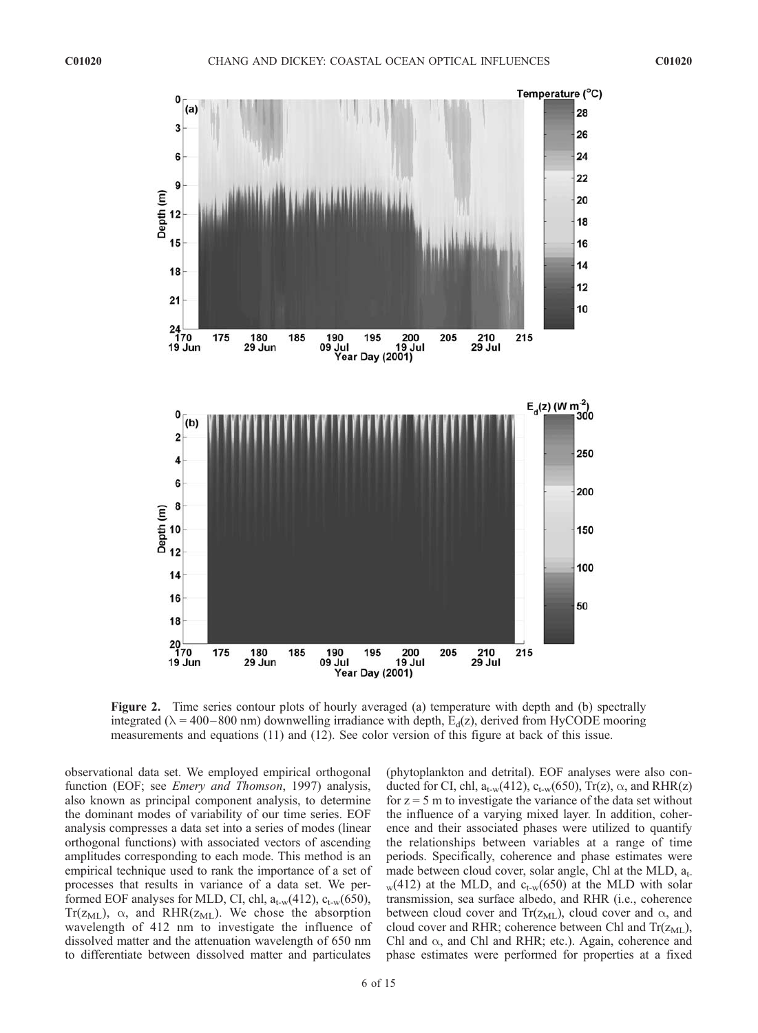**Figure 2.** Time series contour plots of hourly averaged (a) temperature with depth and (b) spectrally integrated ($\lambda$ = 400–800 nm) downwelling irradiance with depth, $E_d(z)$, derived from HyCODE mooring measurements and equations (11) and (12). See color version of this figure at back of this issue.

observational data set. We employed empirical orthogonal function (EOF; see *Emery and Thomson*, 1997) analysis, also known as principal component analysis, to determine the dominant modes of variability of our time series. EOF analysis compresses a data set into a series of modes (linear orthogonal functions) with associated vectors of ascending amplitudes corresponding to each mode. This method is an empirical technique used to rank the importance of a set of processes that results in variance of a data set. We performed EOF analyses for MLD, CI, chl, $a_{t\text{-}w}(412)$, $c_{t\text{-}w}(650)$, $Tr(z_{ML})$, $\alpha$, and $RHR(z_{ML})$. We chose the absorption wavelength of 412 nm to investigate the influence of dissolved matter and the attenuation wavelength of 650 nm to differentiate between dissolved matter and particulates (phytoplankton and detrital). EOF analyses were also conducted for CI, chl, $a_{t\text{-}w}(412)$, $c_{t\text{-}w}(650)$, $Tr(z)$, $\alpha$, and $RHR(z)$ for $z = 5$ m to investigate the variance of the data set without the influence of a varying mixed layer. In addition, coherence and their associated phases were utilized to quantify the relationships between variables at a range of time periods. Specifically, coherence and phase estimates were made between cloud cover, solar angle, Chl at the MLD, $a_{t\text{-}w}(412)$ at the MLD, and $c_{t\text{-}w}(650)$ at the MLD with solar transmission, sea surface albedo, and RHR (i.e., coherence between cloud cover and $Tr(z_{ML})$, cloud cover and $\alpha$, and cloud cover and RHR; coherence between Chl and $Tr(z_{ML})$, Chl and $\alpha$, and Chl and RHR; etc.). Again, coherence and phase estimates were performed for properties at a fixed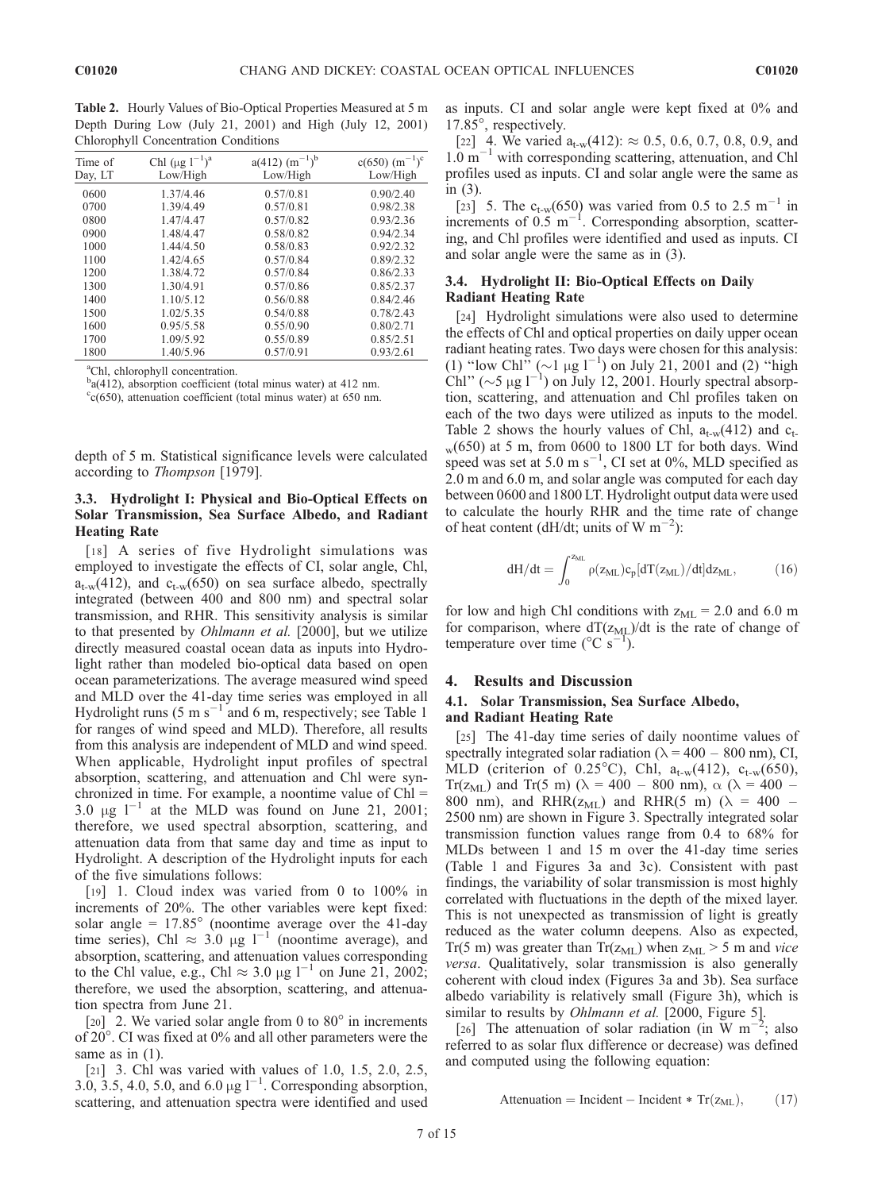**Table 2.** Hourly Values of Bio-Optical Properties Measured at 5 m Depth During Low (July 21, 2001) and High (July 12, 2001) Chlorophyll Concentration Conditions

| Time of Day, LT | Chl ($\mu$g l$^{-1}$)[a] Low/High | a(412) (m$^{-1}$)[b] Low/High | c(650) (m$^{-1}$)[c] Low/High |
|---|---|---|---|
| 0600 | 1.37/4.46 | 0.57/0.81 | 0.90/2.40 |
| 0700 | 1.39/4.49 | 0.57/0.81 | 0.98/2.38 |
| 0800 | 1.47/4.47 | 0.57/0.82 | 0.93/2.36 |
| 0900 | 1.48/4.47 | 0.58/0.82 | 0.94/2.34 |
| 1000 | 1.44/4.50 | 0.58/0.83 | 0.92/2.32 |
| 1100 | 1.42/4.65 | 0.57/0.84 | 0.89/2.32 |
| 1200 | 1.38/4.72 | 0.57/0.84 | 0.86/2.33 |
| 1300 | 1.30/4.91 | 0.57/0.86 | 0.85/2.37 |
| 1400 | 1.10/5.12 | 0.56/0.88 | 0.84/2.46 |
| 1500 | 1.02/5.35 | 0.54/0.88 | 0.78/2.43 |
| 1600 | 0.95/5.58 | 0.55/0.90 | 0.80/2.71 |
| 1700 | 1.09/5.92 | 0.55/0.89 | 0.85/2.51 |
| 1800 | 1.40/5.96 | 0.57/0.91 | 0.93/2.61 |

[a]Chl, chlorophyll concentration.
[b]a(412), absorption coefficient (total minus water) at 412 nm.
[c]c(650), attenuation coefficient (total minus water) at 650 nm.

depth of 5 m. Statistical significance levels were calculated according to *Thompson* [1979].

### 3.3. Hydrolight I: Physical and Bio-Optical Effects on Solar Transmission, Sea Surface Albedo, and Radiant Heating Rate

[18] A series of five Hydrolight simulations was employed to investigate the effects of CI, solar angle, Chl, $a_{t-w}(412)$, and $c_{t-w}(650)$ on sea surface albedo, spectrally integrated (between 400 and 800 nm) and spectral solar transmission, and RHR. This sensitivity analysis is similar to that presented by *Ohlmann et al.* [2000], but we utilize directly measured coastal ocean data as inputs into Hydrolight rather than modeled bio-optical data based on open ocean parameterizations. The average measured wind speed and MLD over the 41-day time series was employed in all Hydrolight runs (5 m s$^{-1}$ and 6 m, respectively; see Table 1 for ranges of wind speed and MLD). Therefore, all results from this analysis are independent of MLD and wind speed. When applicable, Hydrolight input profiles of spectral absorption, scattering, and attenuation and Chl were synchronized in time. For example, a noontime value of Chl = 3.0 $\mu$g l$^{-1}$ at the MLD was found on June 21, 2001; therefore, we used spectral absorption, scattering, and attenuation data from that same day and time as input to Hydrolight. A description of the Hydrolight inputs for each of the five simulations follows:

[19] 1. Cloud index was varied from 0 to 100% in increments of 20%. The other variables were kept fixed: solar angle = 17.85° (noontime average over the 41-day time series), Chl $\approx$ 3.0 $\mu$g l$^{-1}$ (noontime average), and absorption, scattering, and attenuation values corresponding to the Chl value, e.g., Chl $\approx$ 3.0 $\mu$g l$^{-1}$ on June 21, 2002; therefore, we used the absorption, scattering, and attenuation spectra from June 21.

[20] 2. We varied solar angle from 0 to 80° in increments of 20°. CI was fixed at 0% and all other parameters were the same as in (1).

[21] 3. Chl was varied with values of 1.0, 1.5, 2.0, 2.5, 3.0, 3.5, 4.0, 5.0, and 6.0 $\mu$g l$^{-1}$. Corresponding absorption, scattering, and attenuation spectra were identified and used as inputs. CI and solar angle were kept fixed at 0% and 17.85°, respectively.

[22] 4. We varied $a_{t-w}(412)$: $\approx$ 0.5, 0.6, 0.7, 0.8, 0.9, and 1.0 m$^{-1}$ with corresponding scattering, attenuation, and Chl profiles used as inputs. CI and solar angle were the same as in (3).

[23] 5. The $c_{t-w}(650)$ was varied from 0.5 to 2.5 m$^{-1}$ in increments of 0.5 m$^{-1}$. Corresponding absorption, scattering, and Chl profiles were identified and used as inputs. CI and solar angle were the same as in (3).

### 3.4. Hydrolight II: Bio-Optical Effects on Daily Radiant Heating Rate

[24] Hydrolight simulations were also used to determine the effects of Chl and optical properties on daily upper ocean radiant heating rates. Two days were chosen for this analysis: (1) "low Chl" ($\sim$1 $\mu$g l$^{-1}$) on July 21, 2001 and (2) "high Chl" ($\sim$5 $\mu$g l$^{-1}$) on July 12, 2001. Hourly spectral absorption, scattering, and attenuation and Chl profiles taken on each of the two days were utilized as inputs to the model. Table 2 shows the hourly values of Chl, $a_{t-w}(412)$ and $c_{t-w}(650)$ at 5 m, from 0600 to 1800 LT for both days. Wind speed was set at 5.0 m s$^{-1}$, CI set at 0%, MLD specified as 2.0 m and 6.0 m, and solar angle was computed for each day between 0600 and 1800 LT. Hydrolight output data were used to calculate the hourly RHR and the time rate of change of heat content (dH/dt; units of W m$^{-2}$):

$$
\mathrm{d}H/\mathrm{d}t = \int_0^{z_{ML}} \rho(z_{ML}) c_p [\mathrm{d}T(z_{ML})/\mathrm{d}t] \mathrm{d}z_{ML}, \tag{16}
$$

for low and high Chl conditions with $z_{ML}$ = 2.0 and 6.0 m for comparison, where $\mathrm{d}T(z_{ML})/\mathrm{d}t$ is the rate of change of temperature over time (°C s$^{-1}$).

## 4. Results and Discussion

### 4.1. Solar Transmission, Sea Surface Albedo, and Radiant Heating Rate

[25] The 41-day time series of daily noontime values of spectrally integrated solar radiation ($\lambda$ = 400 – 800 nm), CI, MLD (criterion of 0.25°C), Chl, $a_{t-w}(412)$, $c_{t-w}(650)$, $Tr(z_{ML})$ and Tr(5 m) ($\lambda$ = 400 – 800 nm), $\alpha$ ($\lambda$ = 400 – 800 nm), and $RHR(z_{ML})$ and RHR(5 m) ($\lambda$ = 400 – 2500 nm) are shown in Figure 3. Spectrally integrated solar transmission function values range from 0.4 to 68% for MLDs between 1 and 15 m over the 41-day time series (Table 1 and Figures 3a and 3c). Consistent with past findings, the variability of solar transmission is most highly correlated with fluctuations in the depth of the mixed layer. This is not unexpected as transmission of light is greatly reduced as the water column deepens. Also as expected, Tr(5 m) was greater than $Tr(z_{ML})$ when $z_{ML}$ > 5 m and *vice versa*. Qualitatively, solar transmission is also generally coherent with cloud index (Figures 3a and 3b). Sea surface albedo variability is relatively small (Figure 3h), which is similar to results by *Ohlmann et al.* [2000, Figure 5].

[26] The attenuation of solar radiation (in W m$^{-2}$; also referred to as solar flux difference or decrease) was defined and computed using the following equation:

$$
\text{Attenuation} = \text{Incident} - \text{Incident} * Tr(z_{ML}), \tag{17}
$$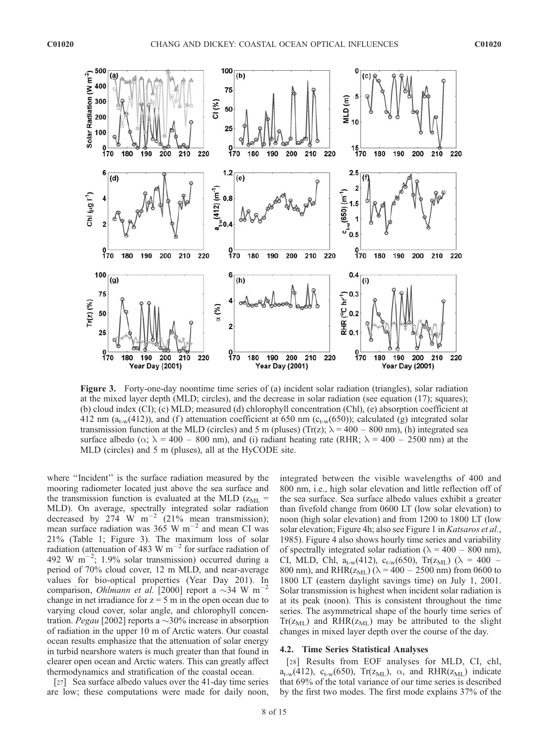**Figure 3.** Forty-one-day noontime time series of (a) incident solar radiation (triangles), solar radiation at the mixed layer depth (MLD; circles), and the decrease in solar radiation (see equation (17); squares); (b) cloud index (CI); (c) MLD; measured (d) chlorophyll concentration (Chl), (e) absorption coefficient at 412 nm ($a_{t-w}(412)$), and (f) attenuation coefficient at 650 nm ($c_{t-w}(650)$); calculated (g) integrated solar transmission function at the MLD (circles) and 5 m (pluses) ($Tr(z)$; $\lambda$ = 400 – 800 nm), (h) integrated sea surface albedo ($\alpha$; $\lambda$ = 400 – 800 nm), and (i) radiant heating rate (RHR; $\lambda$ = 400 – 2500 nm) at the MLD (circles) and 5 m (pluses), all at the HyCODE site.

where "Incident" is the surface radiation measured by the mooring radiometer located just above the sea surface and the transmission function is evaluated at the MLD ($z_{ML}$ = MLD). On average, spectrally integrated solar radiation decreased by 274 W m$^{-2}$ (21% mean transmission); mean surface radiation was 365 W m$^{-2}$ and mean CI was 21% (Table 1; Figure 3). The maximum loss of solar radiation (attenuation of 483 W m$^{-2}$ for surface radiation of 492 W m$^{-2}$; 1.9% solar transmission) occurred during a period of 70% cloud cover, 12 m MLD, and near-average values for bio-optical properties (Year Day 201). In comparison, *Ohlmann et al.* [2000] report a ~34 W m$^{-2}$ change in net irradiance for z = 5 m in the open ocean due to varying cloud cover, solar angle, and chlorophyll concentration. *Pegau* [2002] reports a ~30% increase in absorption of radiation in the upper 10 m of Arctic waters. Our coastal ocean results emphasize that the attenuation of solar energy in turbid nearshore waters is much greater than that found in clearer open ocean and Arctic waters. This can greatly affect thermodynamics and stratification of the coastal ocean.

[27] Sea surface albedo values over the 41-day time series are low; these computations were made for daily noon, integrated between the visible wavelengths of 400 and 800 nm, i.e., high solar elevation and little reflection off of the sea surface. Sea surface albedo values exhibit a greater than fivefold change from 0600 LT (low solar elevation) to noon (high solar elevation) and from 1200 to 1800 LT (low solar elevation; Figure 4h; also see Figure 1 in *Katsaros et al.*, 1985). Figure 4 also shows hourly time series and variability of spectrally integrated solar radiation ($\lambda$ = 400 – 800 nm), CI, MLD, Chl, $a_{t-w}(412)$, $c_{t-w}(650)$, $Tr(z_{ML})$ ($\lambda$ = 400 – 800 nm), and $RHR(z_{ML})$ ($\lambda$ = 400 – 2500 nm) from 0600 to 1800 LT (eastern daylight savings time) on July 1, 2001. Solar transmission is highest when incident solar radiation is at its peak (noon). This is consistent throughout the time series. The asymmetrical shape of the hourly time series of $Tr(z_{ML})$ and $RHR(z_{ML})$ may be attributed to the slight changes in mixed layer depth over the course of the day.

### 4.2. Time Series Statistical Analyses

[28] Results from EOF analyses for MLD, CI, chl, $a_{t-w}(412)$, $c_{t-w}(650)$, $Tr(z_{ML})$, $\alpha$, and $RHR(z_{ML})$ indicate that 69% of the total variance of our time series is described by the first two modes. The first mode explains 37% of the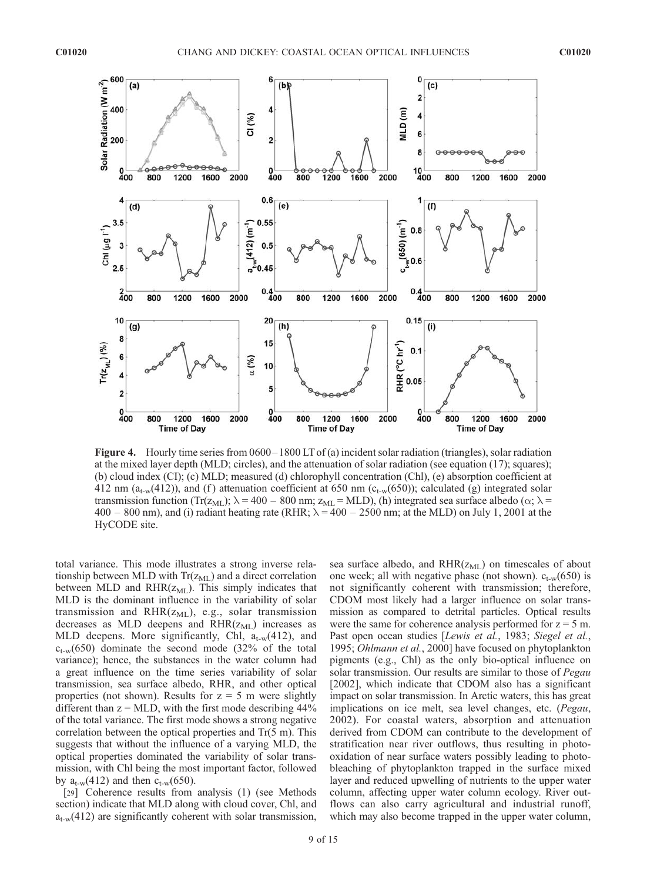**Figure 4.** Hourly time series from 0600–1800 LT of (a) incident solar radiation (triangles), solar radiation at the mixed layer depth (MLD; circles), and the attenuation of solar radiation (see equation (17); squares); (b) cloud index (CI); (c) MLD; measured (d) chlorophyll concentration (Chl), (e) absorption coefficient at 412 nm ($a_{t-w}(412)$), and (f) attenuation coefficient at 650 nm ($c_{t-w}(650)$); calculated (g) integrated solar transmission function ($Tr(z_{ML})$; $\lambda = 400 - 800$ nm; $z_{ML}$ = MLD), (h) integrated sea surface albedo ($\alpha$; $\lambda = 400 - 800$ nm), and (i) radiant heating rate (RHR; $\lambda = 400 - 2500$ nm; at the MLD) on July 1, 2001 at the HyCODE site.

total variance. This mode illustrates a strong inverse relationship between MLD with $Tr(z_{ML})$ and a direct correlation between MLD and $RHR(z_{ML})$. This simply indicates that MLD is the dominant influence in the variability of solar transmission and $RHR(z_{ML})$, e.g., solar transmission decreases as MLD deepens and $RHR(z_{ML})$ increases as MLD deepens. More significantly, Chl, $a_{t-w}(412)$, and $c_{t-w}(650)$ dominate the second mode (32% of the total variance); hence, the substances in the water column had a great influence on the time series variability of solar transmission, sea surface albedo, RHR, and other optical properties (not shown). Results for $z = 5$ m were slightly different than $z$ = MLD, with the first mode describing 44% of the total variance. The first mode shows a strong negative correlation between the optical properties and Tr(5 m). This suggests that without the influence of a varying MLD, the optical properties dominated the variability of solar transmission, with Chl being the most important factor, followed by $a_{t-w}(412)$ and then $c_{t-w}(650)$.

[29] Coherence results from analysis (1) (see Methods section) indicate that MLD along with cloud cover, Chl, and $a_{t-w}(412)$ are significantly coherent with solar transmission, sea surface albedo, and $RHR(z_{ML})$ on timescales of about one week; all with negative phase (not shown). $c_{t-w}(650)$ is not significantly coherent with transmission; therefore, CDOM most likely had a larger influence on solar transmission as compared to detrital particles. Optical results were the same for coherence analysis performed for $z = 5$ m. Past open ocean studies [*Lewis et al.*, 1983; *Siegel et al.*, 1995; *Ohlmann et al.*, 2000] have focused on phytoplankton pigments (e.g., Chl) as the only bio-optical influence on solar transmission. Our results are similar to those of *Pegau* [2002], which indicate that CDOM also has a significant impact on solar transmission. In Arctic waters, this has great implications on ice melt, sea level changes, etc. (*Pegau*, 2002). For coastal waters, absorption and attenuation derived from CDOM can contribute to the development of stratification near river outflows, thus resulting in photo-oxidation of near surface waters possibly leading to photo-bleaching of phytoplankton trapped in the surface mixed layer and reduced upwelling of nutrients to the upper water column, affecting upper water column ecology. River outflows can also carry agricultural and industrial runoff, which may also become trapped in the upper water column,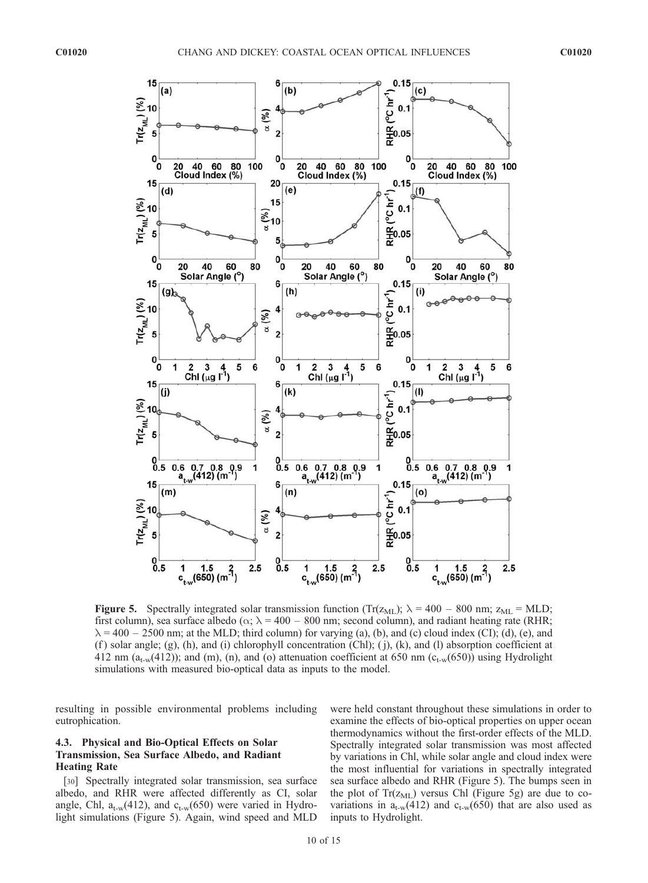**Figure 5.** Spectrally integrated solar transmission function ($Tr(z_{ML})$; $\lambda = 400 - 800$ nm; $z_{ML}$ = MLD; first column), sea surface albedo ($\alpha$; $\lambda = 400 - 800$ nm; second column), and radiant heating rate (RHR; $\lambda = 400 - 2500$ nm; at the MLD; third column) for varying (a), (b), and (c) cloud index (CI); (d), (e), and (f) solar angle; (g), (h), and (i) chlorophyll concentration (Chl); (j), (k), and (l) absorption coefficient at 412 nm ($a_{t-w}(412)$); and (m), (n), and (o) attenuation coefficient at 650 nm ($c_{t-w}(650)$) using Hydrolight simulations with measured bio-optical data as inputs to the model.

resulting in possible environmental problems including eutrophication.

### 4.3. Physical and Bio-Optical Effects on Solar Transmission, Sea Surface Albedo, and Radiant Heating Rate

[30] Spectrally integrated solar transmission, sea surface albedo, and RHR were affected differently as CI, solar angle, Chl, $a_{t-w}(412)$, and $c_{t-w}(650)$ were varied in Hydrolight simulations (Figure 5). Again, wind speed and MLD were held constant throughout these simulations in order to examine the effects of bio-optical properties on upper ocean thermodynamics without the first-order effects of the MLD. Spectrally integrated solar transmission was most affected by variations in Chl, while solar angle and cloud index were the most influential for variations in spectrally integrated sea surface albedo and RHR (Figure 5). The bumps seen in the plot of $Tr(z_{ML})$ versus Chl (Figure 5g) are due to co-variations in $a_{t-w}(412)$ and $c_{t-w}(650)$ that are also used as inputs to Hydrolight.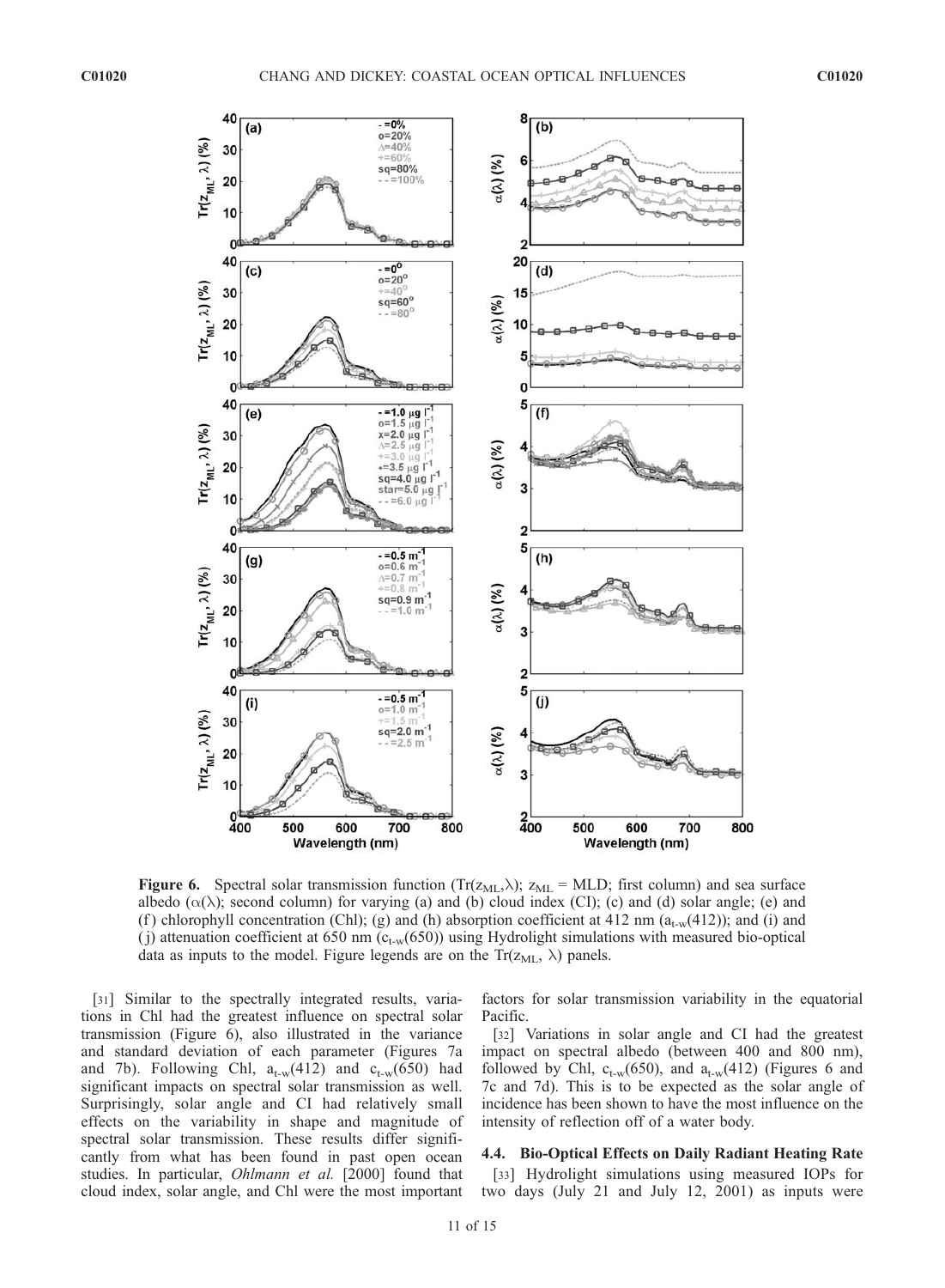**Figure 6.** Spectral solar transmission function ($Tr(z_{ML},\lambda)$; $z_{ML}$ = MLD; first column) and sea surface albedo ($\alpha(\lambda)$; second column) for varying (a) and (b) cloud index (CI); (c) and (d) solar angle; (e) and (f) chlorophyll concentration (Chl); (g) and (h) absorption coefficient at 412 nm ($a_{t-w}(412)$); and (i) and (j) attenuation coefficient at 650 nm ($c_{t-w}(650)$) using Hydrolight simulations with measured bio-optical data as inputs to the model. Figure legends are on the $Tr(z_{ML}, \lambda)$ panels.

[31] Similar to the spectrally integrated results, variations in Chl had the greatest influence on spectral solar transmission (Figure 6), also illustrated in the variance and standard deviation of each parameter (Figures 7a and 7b). Following Chl, $a_{t-w}(412)$ and $c_{t-w}(650)$ had significant impacts on spectral solar transmission as well. Surprisingly, solar angle and CI had relatively small effects on the variability in shape and magnitude of spectral solar transmission. These results differ significantly from what has been found in past open ocean studies. In particular, *Ohlmann et al.* [2000] found that cloud index, solar angle, and Chl were the most important factors for solar transmission variability in the equatorial Pacific.

[32] Variations in solar angle and CI had the greatest impact on spectral albedo (between 400 and 800 nm), followed by Chl, $c_{t-w}(650)$, and $a_{t-w}(412)$ (Figures 6 and 7c and 7d). This is to be expected as the solar angle of incidence has been shown to have the most influence on the intensity of reflection off of a water body.

### 4.4. Bio-Optical Effects on Daily Radiant Heating Rate

[33] Hydrolight simulations using measured IOPs for two days (July 21 and July 12, 2001) as inputs were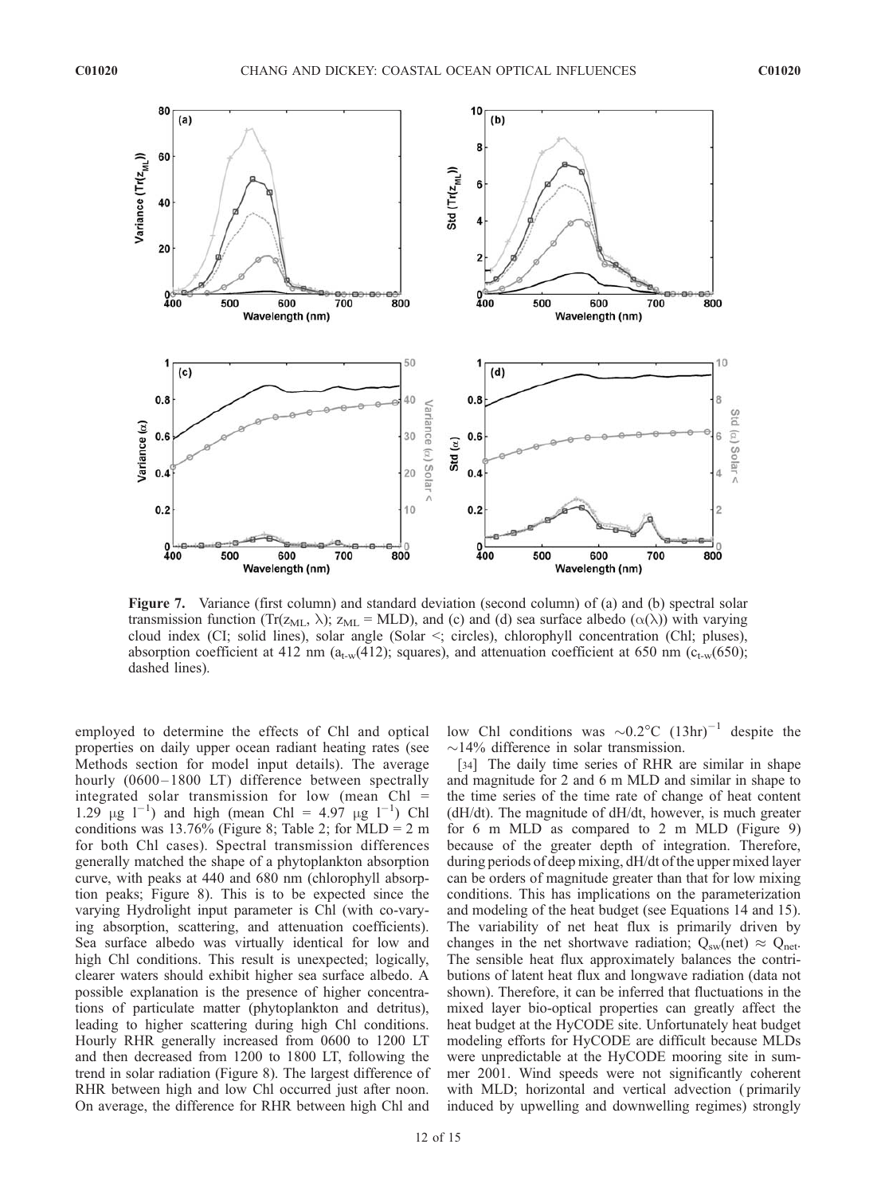**Figure 7.** Variance (first column) and standard deviation (second column) of (a) and (b) spectral solar transmission function ($Tr(z_{ML}, \lambda)$; $z_{ML}$ = MLD), and (c) and (d) sea surface albedo ($\alpha(\lambda)$) with varying cloud index (CI; solid lines), solar angle (Solar <; circles), chlorophyll concentration (Chl; pluses), absorption coefficient at 412 nm ($a_{t\text{-}w}(412)$; squares), and attenuation coefficient at 650 nm ($c_{t\text{-}w}(650)$; dashed lines).

employed to determine the effects of Chl and optical properties on daily upper ocean radiant heating rates (see Methods section for model input details). The average hourly (0600–1800 LT) difference between spectrally integrated solar transmission for low (mean Chl = 1.29 $\mu g\ l^{-1}$) and high (mean Chl = 4.97 $\mu g\ l^{-1}$) Chl conditions was 13.76% (Figure 8; Table 2; for MLD = 2 m for both Chl cases). Spectral transmission differences generally matched the shape of a phytoplankton absorption curve, with peaks at 440 and 680 nm (chlorophyll absorption peaks; Figure 8). This is to be expected since the varying Hydrolight input parameter is Chl (with co-varying absorption, scattering, and attenuation coefficients). Sea surface albedo was virtually identical for low and high Chl conditions. This result is unexpected; logically, clearer waters should exhibit higher sea surface albedo. A possible explanation is the presence of higher concentrations of particulate matter (phytoplankton and detritus), leading to higher scattering during high Chl conditions. Hourly RHR generally increased from 0600 to 1200 LT and then decreased from 1200 to 1800 LT, following the trend in solar radiation (Figure 8). The largest difference of RHR between high and low Chl occurred just after noon. On average, the difference for RHR between high Chl and low Chl conditions was ~0.2°C $(13\text{hr})^{-1}$ despite the ~14% difference in solar transmission.

[34] The daily time series of RHR are similar in shape and magnitude for 2 and 6 m MLD and similar in shape to the time series of the time rate of change of heat content (dH/dt). The magnitude of dH/dt, however, is much greater for 6 m MLD as compared to 2 m MLD (Figure 9) because of the greater depth of integration. Therefore, during periods of deep mixing, dH/dt of the upper mixed layer can be orders of magnitude greater than that for low mixing conditions. This has implications on the parameterization and modeling of the heat budget (see Equations 14 and 15). The variability of net heat flux is primarily driven by changes in the net shortwave radiation; $Q_{sw}(\text{net}) \approx Q_{\text{net}}$. The sensible heat flux approximately balances the contributions of latent heat flux and longwave radiation (data not shown). Therefore, it can be inferred that fluctuations in the mixed layer bio-optical properties can greatly affect the heat budget at the HyCODE site. Unfortunately heat budget modeling efforts for HyCODE are difficult because MLDs were unpredictable at the HyCODE mooring site in summer 2001. Wind speeds were not significantly coherent with MLD; horizontal and vertical advection (primarily induced by upwelling and downwelling regimes) strongly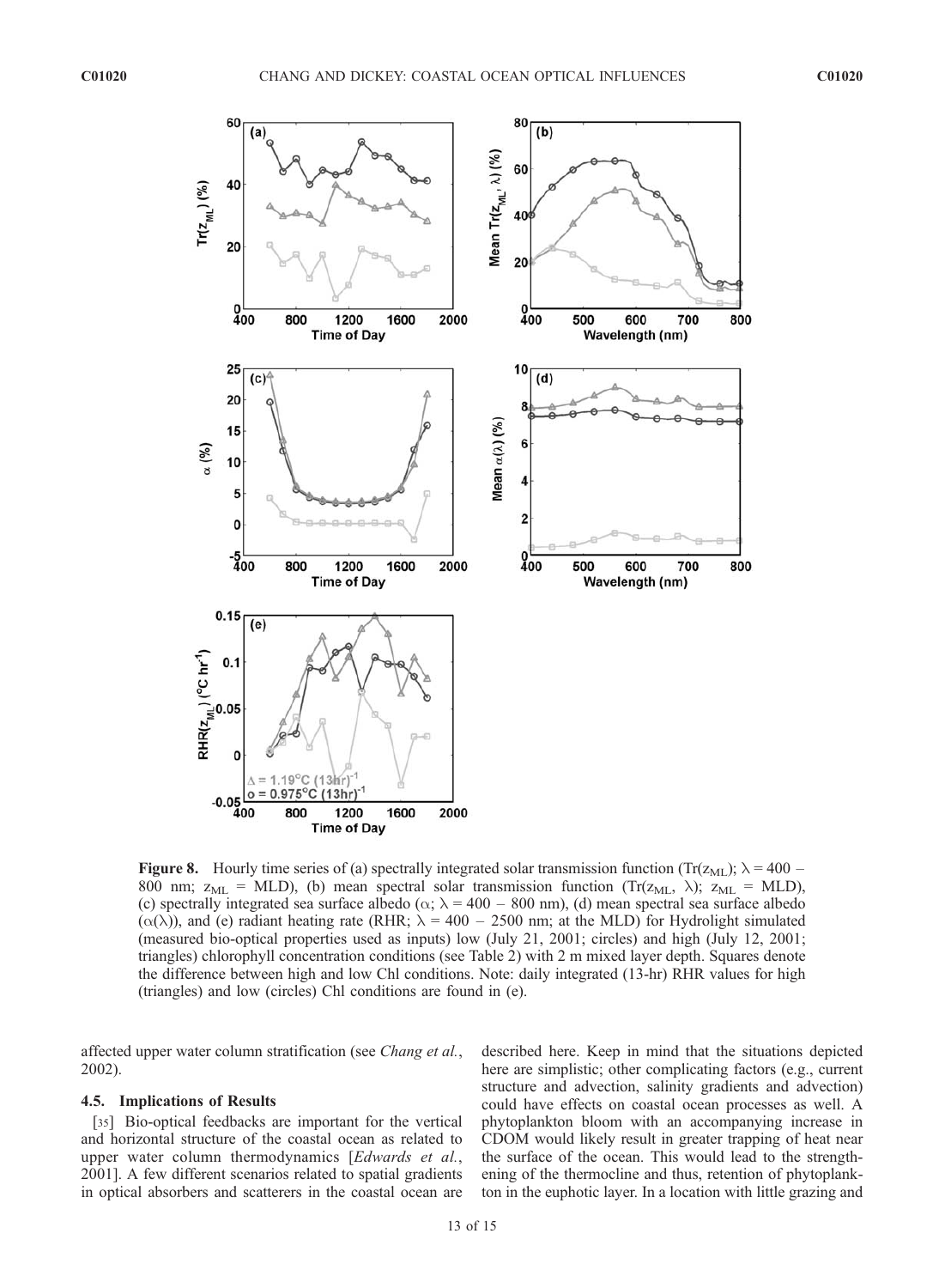**Figure 8.** Hourly time series of (a) spectrally integrated solar transmission function ($Tr(z_{ML})$; $\lambda = 400 - 800$ nm; $z_{ML}$ = MLD), (b) mean spectral solar transmission function ($Tr(z_{ML}, \lambda)$; $z_{ML}$ = MLD), (c) spectrally integrated sea surface albedo ($\alpha$; $\lambda = 400 - 800$ nm), (d) mean spectral sea surface albedo ($\alpha(\lambda)$), and (e) radiant heating rate (RHR; $\lambda = 400 - 2500$ nm; at the MLD) for Hydrolight simulated (measured bio-optical properties used as inputs) low (July 21, 2001; circles) and high (July 12, 2001; triangles) chlorophyll concentration conditions (see Table 2) with 2 m mixed layer depth. Squares denote the difference between high and low Chl conditions. Note: daily integrated (13-hr) RHR values for high (triangles) and low (circles) Chl conditions are found in (e).

affected upper water column stratification (see *Chang et al.*, 2002).

### 4.5. Implications of Results

[35] Bio-optical feedbacks are important for the vertical and horizontal structure of the coastal ocean as related to upper water column thermodynamics [*Edwards et al.*, 2001]. A few different scenarios related to spatial gradients in optical absorbers and scatterers in the coastal ocean are described here. Keep in mind that the situations depicted here are simplistic; other complicating factors (e.g., current structure and advection, salinity gradients and advection) could have effects on coastal ocean processes as well. A phytoplankton bloom with an accompanying increase in CDOM would likely result in greater trapping of heat near the surface of the ocean. This would lead to the strengthening of the thermocline and thus, retention of phytoplankton in the euphotic layer. In a location with little grazing and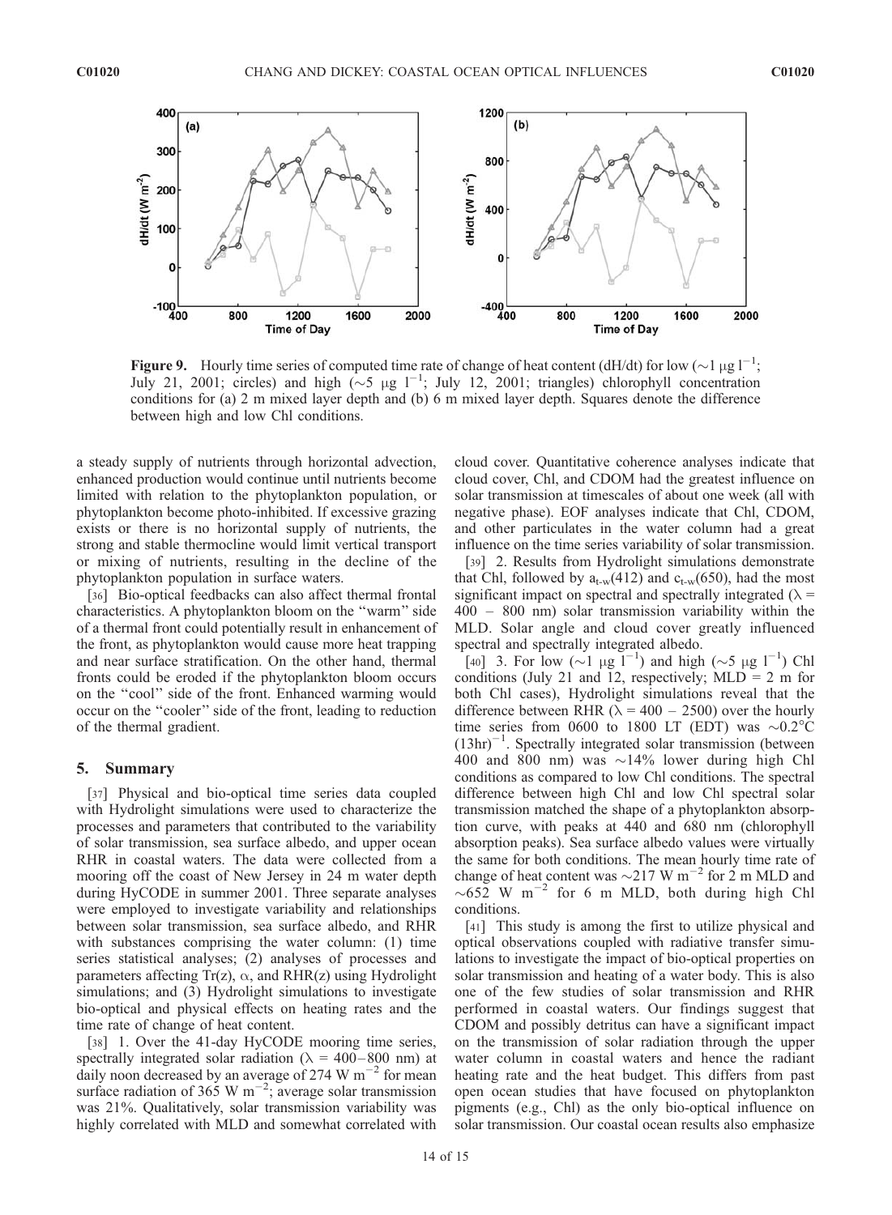**Figure 9.** Hourly time series of computed time rate of change of heat content (dH/dt) for low (~1 μg $l^{-1}$; July 21, 2001; circles) and high (~5 μg $l^{-1}$; July 12, 2001; triangles) chlorophyll concentration conditions for (a) 2 m mixed layer depth and (b) 6 m mixed layer depth. Squares denote the difference between high and low Chl conditions.

a steady supply of nutrients through horizontal advection, enhanced production would continue until nutrients become limited with relation to the phytoplankton population, or phytoplankton become photo-inhibited. If excessive grazing exists or there is no horizontal supply of nutrients, the strong and stable thermocline would limit vertical transport or mixing of nutrients, resulting in the decline of the phytoplankton population in surface waters.

[36] Bio-optical feedbacks can also affect thermal frontal characteristics. A phytoplankton bloom on the "warm" side of a thermal front could potentially result in enhancement of the front, as phytoplankton would cause more heat trapping and near surface stratification. On the other hand, thermal fronts could be eroded if the phytoplankton bloom occurs on the "cool" side of the front. Enhanced warming would occur on the "cooler" side of the front, leading to reduction of the thermal gradient.

## 5. Summary

[37] Physical and bio-optical time series data coupled with Hydrolight simulations were used to characterize the processes and parameters that contributed to the variability of solar transmission, sea surface albedo, and upper ocean RHR in coastal waters. The data were collected from a mooring off the coast of New Jersey in 24 m water depth during HyCODE in summer 2001. Three separate analyses were employed to investigate variability and relationships between solar transmission, sea surface albedo, and RHR with substances comprising the water column: (1) time series statistical analyses; (2) analyses of processes and parameters affecting Tr(z), α, and RHR(z) using Hydrolight simulations; and (3) Hydrolight simulations to investigate bio-optical and physical effects on heating rates and the time rate of change of heat content.

[38] 1. Over the 41-day HyCODE mooring time series, spectrally integrated solar radiation (λ = 400–800 nm) at daily noon decreased by an average of 274 W $m^{-2}$ for mean surface radiation of 365 W $m^{-2}$; average solar transmission was 21%. Qualitatively, solar transmission variability was highly correlated with MLD and somewhat correlated with cloud cover. Quantitative coherence analyses indicate that cloud cover, Chl, and CDOM had the greatest influence on solar transmission at timescales of about one week (all with negative phase). EOF analyses indicate that Chl, CDOM, and other particulates in the water column had a great influence on the time series variability of solar transmission.

[39] 2. Results from Hydrolight simulations demonstrate that Chl, followed by $a_{t-w}(412)$ and $c_{t-w}(650)$, had the most significant impact on spectral and spectrally integrated (λ = 400 – 800 nm) solar transmission variability within the MLD. Solar angle and cloud cover greatly influenced spectral and spectrally integrated albedo.

[40] 3. For low (~1 μg $l^{-1}$) and high (~5 μg $l^{-1}$) Chl conditions (July 21 and 12, respectively; MLD = 2 m for both Chl cases), Hydrolight simulations reveal that the difference between RHR (λ = 400 – 2500) over the hourly time series from 0600 to 1800 LT (EDT) was ~0.2°C $(13hr)^{-1}$. Spectrally integrated solar transmission (between 400 and 800 nm) was ~14% lower during high Chl conditions as compared to low Chl conditions. The spectral difference between high Chl and low Chl spectral solar transmission matched the shape of a phytoplankton absorption curve, with peaks at 440 and 680 nm (chlorophyll absorption peaks). Sea surface albedo values were virtually the same for both conditions. The mean hourly time rate of change of heat content was ~217 W $m^{-2}$ for 2 m MLD and ~652 W $m^{-2}$ for 6 m MLD, both during high Chl conditions.

[41] This study is among the first to utilize physical and optical observations coupled with radiative transfer simulations to investigate the impact of bio-optical properties on solar transmission and heating of a water body. This is also one of the few studies of solar transmission and RHR performed in coastal waters. Our findings suggest that CDOM and possibly detritus can have a significant impact on the transmission of solar radiation through the upper water column in coastal waters and hence the radiant heating rate and the heat budget. This differs from past open ocean studies that have focused on phytoplankton pigments (e.g., Chl) as the only bio-optical influence on solar transmission. Our coastal ocean results also emphasize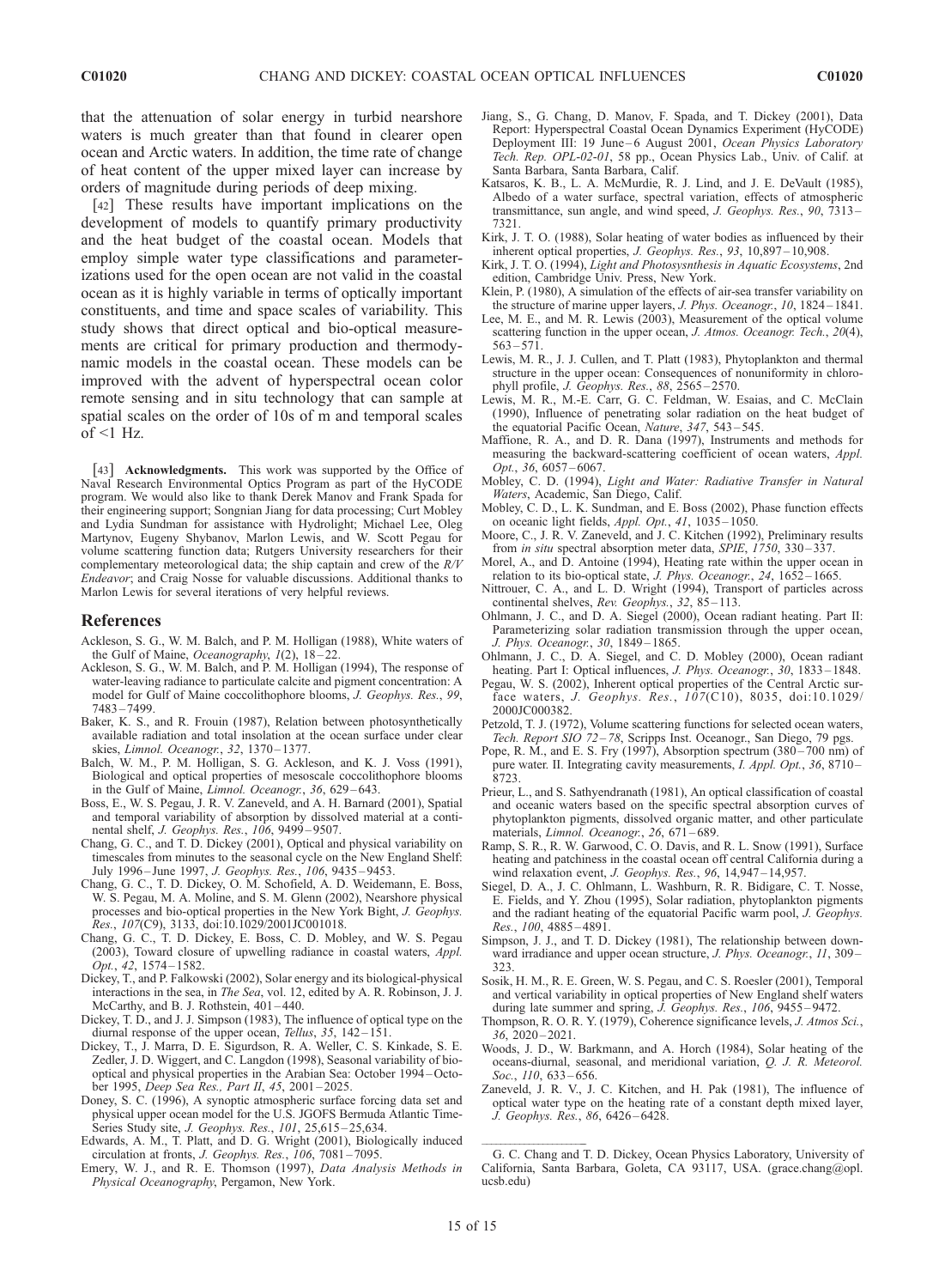that the attenuation of solar energy in turbid nearshore waters is much greater than that found in clearer open ocean and Arctic waters. In addition, the time rate of change of heat content of the upper mixed layer can increase by orders of magnitude during periods of deep mixing.

[42] These results have important implications on the development of models to quantify primary productivity and the heat budget of the coastal ocean. Models that employ simple water type classifications and parameterizations used for the open ocean are not valid in the coastal ocean as it is highly variable in terms of optically important constituents, and time and space scales of variability. This study shows that direct optical and bio-optical measurements are critical for primary production and thermodynamic models in the coastal ocean. These models can be improved with the advent of hyperspectral ocean color remote sensing and in situ technology that can sample at spatial scales on the order of 10s of m and temporal scales of <1 Hz.

[43] **Acknowledgments.** This work was supported by the Office of Naval Research Environmental Optics Program as part of the HyCODE program. We would also like to thank Derek Manov and Frank Spada for their engineering support; Songnian Jiang for data processing; Curt Mobley and Lydia Sundman for assistance with Hydrolight; Michael Lee, Oleg Martynov, Eugeny Shybanov, Marlon Lewis, and W. Scott Pegau for volume scattering function data; Rutgers University researchers for their complementary meteorological data; the ship captain and crew of the *R/V Endeavor*; and Craig Nosse for valuable discussions. Additional thanks to Marlon Lewis for several iterations of very helpful reviews.

## References

Ackleson, S. G., W. M. Balch, and P. M. Holligan (1988), White waters of the Gulf of Maine, *Oceanography*, *1*(2), 18–22.

Ackleson, S. G., W. M. Balch, and P. M. Holligan (1994), The response of water-leaving radiance to particulate calcite and pigment concentration: A model for Gulf of Maine coccolithophore blooms, *J. Geophys. Res.*, *99*, 7483–7499.

Baker, K. S., and R. Frouin (1987), Relation between photosynthetically available radiation and total insolation at the ocean surface under clear skies, *Limnol. Oceanogr.*, *32*, 1370–1377.

Balch, W. M., P. M. Holligan, S. G. Ackleson, and K. J. Voss (1991), Biological and optical properties of mesoscale coccolithophore blooms in the Gulf of Maine, *Limnol. Oceanogr.*, *36*, 629–643.

Boss, E., W. S. Pegau, J. R. V. Zaneveld, and A. H. Barnard (2001), Spatial and temporal variability of absorption by dissolved material at a continental shelf, *J. Geophys. Res.*, *106*, 9499–9507.

Chang, G. C., and T. D. Dickey (2001), Optical and physical variability on timescales from minutes to the seasonal cycle on the New England Shelf: July 1996–June 1997, *J. Geophys. Res.*, *106*, 9435–9453.

Chang, G. C., T. D. Dickey, O. M. Schofield, A. D. Weidemann, E. Boss, W. S. Pegau, M. A. Moline, and S. M. Glenn (2002), Nearshore physical processes and bio-optical properties in the New York Bight, *J. Geophys. Res.*, *107*(C9), 3133, doi:10.1029/2001JC001018.

Chang, G. C., T. D. Dickey, E. Boss, C. D. Mobley, and W. S. Pegau (2003), Toward closure of upwelling radiance in coastal waters, *Appl. Opt.*, *42*, 1574–1582.

Dickey, T., and P. Falkowski (2002), Solar energy and its biological-physical interactions in the sea, in *The Sea*, vol. 12, edited by A. R. Robinson, J. J. McCarthy, and B. J. Rothstein, 401–440.

Dickey, T. D., and J. J. Simpson (1983), The influence of optical type on the diurnal response of the upper ocean, *Tellus*, *35*, 142–151.

Dickey, T., J. Marra, D. E. Sigurdson, R. A. Weller, C. S. Kinkade, S. E. Zedler, J. D. Wiggert, and C. Langdon (1998), Seasonal variability of bio-optical and physical properties in the Arabian Sea: October 1994–October 1995, *Deep Sea Res., Part II*, *45*, 2001–2025.

Doney, S. C. (1996), A synoptic atmospheric surface forcing data set and physical upper ocean model for the U.S. JGOFS Bermuda Atlantic Time-Series Study site, *J. Geophys. Res.*, *101*, 25,615–25,634.

Edwards, A. M., T. Platt, and D. G. Wright (2001), Biologically induced circulation at fronts, *J. Geophys. Res.*, *106*, 7081–7095.

Emery, W. J., and R. E. Thomson (1997), *Data Analysis Methods in Physical Oceanography*, Pergamon, New York.

Jiang, S., G. Chang, D. Manov, F. Spada, and T. Dickey (2001), Data Report: Hyperspectral Coastal Ocean Dynamics Experiment (HyCODE) Deployment III: 19 June–6 August 2001, *Ocean Physics Laboratory Tech. Rep. OPL-02-01*, 58 pp., Ocean Physics Lab., Univ. of Calif. at Santa Barbara, Santa Barbara, Calif.

Katsaros, K. B., L. A. McMurdie, R. J. Lind, and J. E. DeVault (1985), Albedo of a water surface, spectral variation, effects of atmospheric transmittance, sun angle, and wind speed, *J. Geophys. Res.*, *90*, 7313–7321.

Kirk, J. T. O. (1988), Solar heating of water bodies as influenced by their inherent optical properties, *J. Geophys. Res.*, *93*, 10,897–10,908.

Kirk, J. T. O. (1994), *Light and Photosysnthesis in Aquatic Ecosystems*, 2nd edition, Cambridge Univ. Press, New York.

Klein, P. (1980), A simulation of the effects of air-sea transfer variability on the structure of marine upper layers, *J. Phys. Oceanogr.*, *10*, 1824–1841.

Lee, M. E., and M. R. Lewis (2003), Measurement of the optical volume scattering function in the upper ocean, *J. Atmos. Oceanogr. Tech.*, *20*(4), 563–571.

Lewis, M. R., J. J. Cullen, and T. Platt (1983), Phytoplankton and thermal structure in the upper ocean: Consequences of nonuniformity in chlorophyll profile, *J. Geophys. Res.*, *88*, 2565–2570.

Lewis, M. R., M.-E. Carr, G. C. Feldman, W. Esaias, and C. McClain (1990), Influence of penetrating solar radiation on the heat budget of the equatorial Pacific Ocean, *Nature*, *347*, 543–545.

Maffione, R. A., and D. R. Dana (1997), Instruments and methods for measuring the backward-scattering coefficient of ocean waters, *Appl. Opt.*, *36*, 6057–6067.

Mobley, C. D. (1994), *Light and Water: Radiative Transfer in Natural Waters*, Academic, San Diego, Calif.

Mobley, C. D., L. K. Sundman, and E. Boss (2002), Phase function effects on oceanic light fields, *Appl. Opt.*, *41*, 1035–1050.

Moore, C., J. R. V. Zaneveld, and J. C. Kitchen (1992), Preliminary results from *in situ* spectral absorption meter data, *SPIE*, *1750*, 330–337.

Morel, A., and D. Antoine (1994), Heating rate within the upper ocean in relation to its bio-optical state, *J. Phys. Oceanogr.*, *24*, 1652–1665.

Nittrouer, C. A., and L. D. Wright (1994), Transport of particles across continental shelves, *Rev. Geophys.*, *32*, 85–113.

Ohlmann, J. C., and D. A. Siegel (2000), Ocean radiant heating. Part II: Parameterizing solar radiation transmission through the upper ocean, *J. Phys. Oceanogr.*, *30*, 1849–1865.

Ohlmann, J. C., D. A. Siegel, and C. D. Mobley (2000), Ocean radiant heating. Part I: Optical influences, *J. Phys. Oceanogr.*, *30*, 1833–1848.

Pegau, W. S. (2002), Inherent optical properties of the Central Arctic surface waters, *J. Geophys. Res.*, *107*(C10), 8035, doi:10.1029/2000JC000382.

Petzold, T. J. (1972), Volume scattering functions for selected ocean waters, *Tech. Report SIO 72–78*, Scripps Inst. Oceanogr., San Diego, 79 pgs.

Pope, R. M., and E. S. Fry (1997), Absorption spectrum (380–700 nm) of pure water. II. Integrating cavity measurements, *I. Appl. Opt.*, *36*, 8710–8723.

Prieur, L., and S. Sathyendranath (1981), An optical classification of coastal and oceanic waters based on the specific spectral absorption curves of phytoplankton pigments, dissolved organic matter, and other particulate materials, *Limnol. Oceanogr.*, *26*, 671–689.

Ramp, S. R., R. W. Garwood, C. O. Davis, and R. L. Snow (1991), Surface heating and patchiness in the coastal ocean off central California during a wind relaxation event, *J. Geophys. Res.*, *96*, 14,947–14,957.

Siegel, D. A., J. C. Ohlmann, L. Washburn, R. R. Bidigare, C. T. Nosse, E. Fields, and Y. Zhou (1995), Solar radiation, phytoplankton pigments and the radiant heating of the equatorial Pacific warm pool, *J. Geophys. Res.*, *100*, 4885–4891.

Simpson, J. J., and T. D. Dickey (1981), The relationship between downward irradiance and upper ocean structure, *J. Phys. Oceanogr.*, *11*, 309–323.

Sosik, H. M., R. E. Green, W. S. Pegau, and C. S. Roesler (2001), Temporal and vertical variability in optical properties of New England shelf waters during late summer and spring, *J. Geophys. Res.*, *106*, 9455–9472.

Thompson, R. O. R. Y. (1979), Coherence significance levels, *J. Atmos Sci.*, *36*, 2020–2021.

Woods, J. D., W. Barkmann, and A. Horch (1984), Solar heating of the oceans-diurnal, seasonal, and meridional variation, *Q. J. R. Meteorol. Soc.*, *110*, 633–656.

Zaneveld, J. R. V., J. C. Kitchen, and H. Pak (1981), The influence of optical water type on the heating rate of a constant depth mixed layer, *J. Geophys. Res.*, *86*, 6426–6428.

---

G. C. Chang and T. D. Dickey, Ocean Physics Laboratory, University of California, Santa Barbara, Goleta, CA 93117, USA. (grace.chang@opl.ucsb.edu)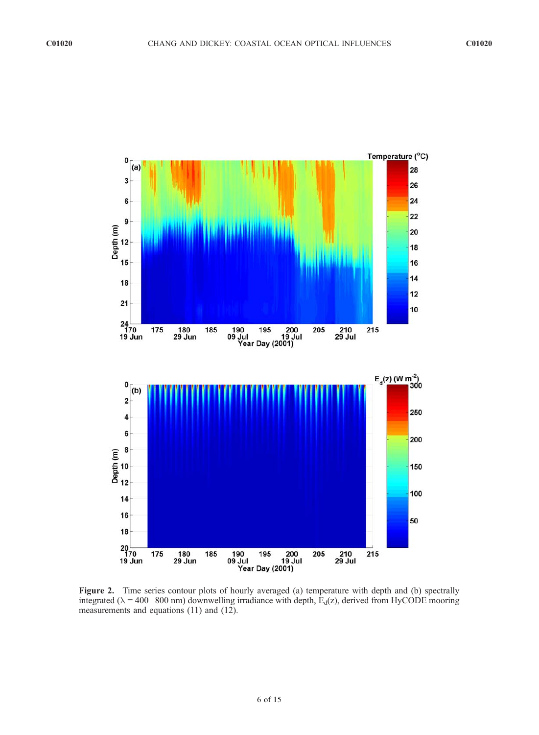Temperature (°C)

28
26
24
22
20
18
16
14
12
10

(a)

Depth (m)

0
3
6
9
12
15
18
21
24

170
19 Jun
175
180
29 Jun
185
190
09 Jul
195
200
19 Jul
205
210
29 Jul
215

Year Day (2001)

$E_d(z)$ (W m$^{-2}$)

300
250
200
150
100
50

(b)

Depth (m)

0
2
4
6
8
10
12
14
16
18
20

170
19 Jun
175
180
29 Jun
185
190
09 Jul
195
200
19 Jul
205
210
29 Jul
215

Year Day (2001)

**Figure 2.** Time series contour plots of hourly averaged (a) temperature with depth and (b) spectrally integrated ($\lambda$ = 400–800 nm) downwelling irradiance with depth, $E_d(z)$, derived from HyCODE mooring measurements and equations (11) and (12).